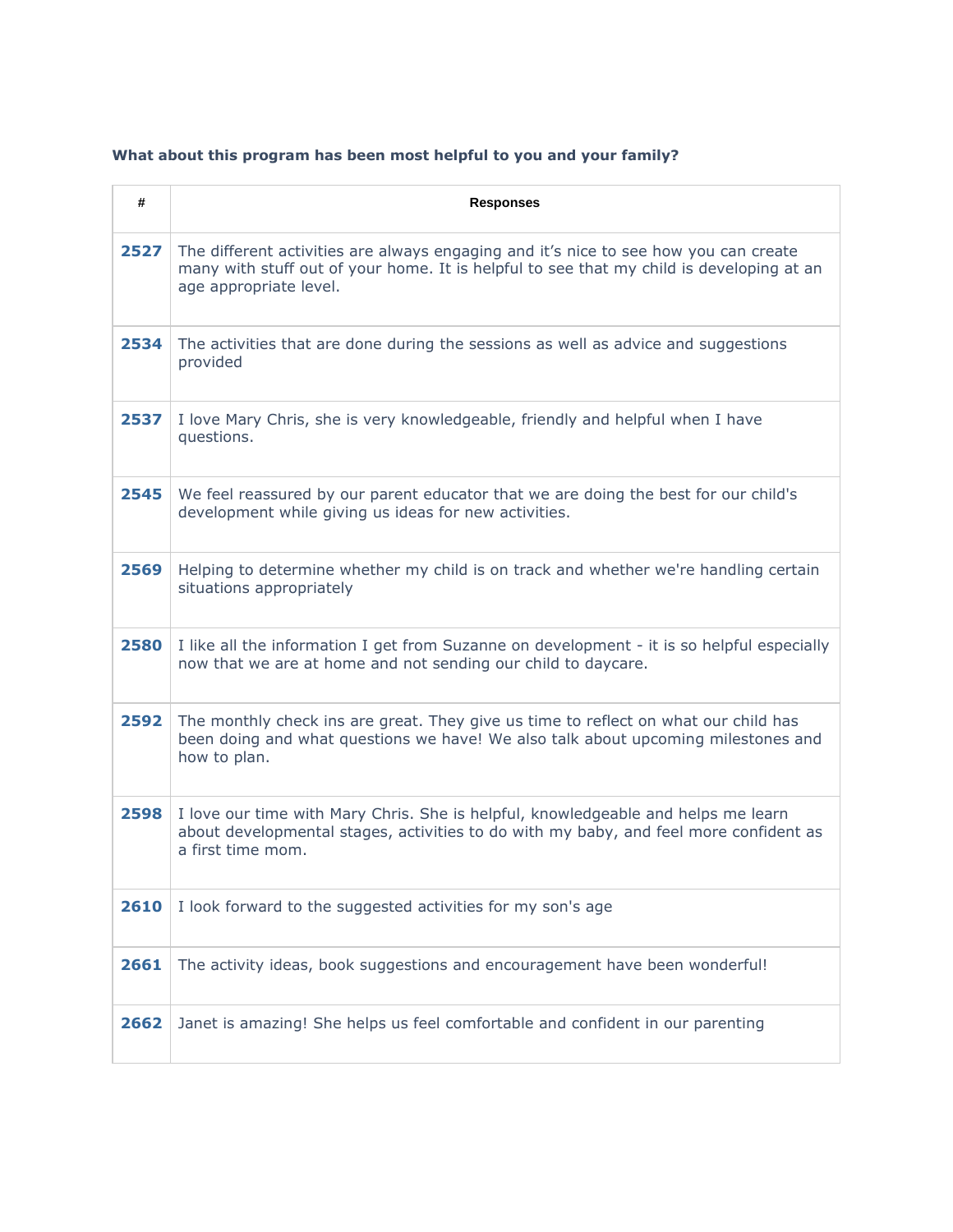**What about this program has been most helpful to you and your family?**

| # | Responses |
|---|---|
| **2527** | The different activities are always engaging and it's nice to see how you can create many with stuff out of your home. It is helpful to see that my child is developing at an age appropriate level. |
| **2534** | The activities that are done during the sessions as well as advice and suggestions provided |
| **2537** | I love Mary Chris, she is very knowledgeable, friendly and helpful when I have questions. |
| **2545** | We feel reassured by our parent educator that we are doing the best for our child's development while giving us ideas for new activities. |
| **2569** | Helping to determine whether my child is on track and whether we're handling certain situations appropriately |
| **2580** | I like all the information I get from Suzanne on development - it is so helpful especially now that we are at home and not sending our child to daycare. |
| **2592** | The monthly check ins are great. They give us time to reflect on what our child has been doing and what questions we have! We also talk about upcoming milestones and how to plan. |
| **2598** | I love our time with Mary Chris. She is helpful, knowledgeable and helps me learn about developmental stages, activities to do with my baby, and feel more confident as a first time mom. |
| **2610** | I look forward to the suggested activities for my son's age |
| **2661** | The activity ideas, book suggestions and encouragement have been wonderful! |
| **2662** | Janet is amazing! She helps us feel comfortable and confident in our parenting |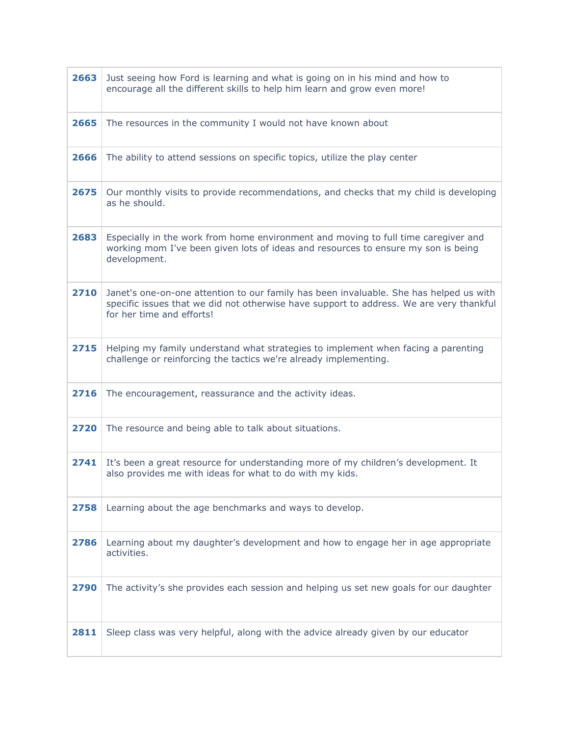| | |
|---|---|
| **2663** | Just seeing how Ford is learning and what is going on in his mind and how to encourage all the different skills to help him learn and grow even more! |
| **2665** | The resources in the community I would not have known about |
| **2666** | The ability to attend sessions on specific topics, utilize the play center |
| **2675** | Our monthly visits to provide recommendations, and checks that my child is developing as he should. |
| **2683** | Especially in the work from home environment and moving to full time caregiver and working mom I've been given lots of ideas and resources to ensure my son is being development. |
| **2710** | Janet's one-on-one attention to our family has been invaluable. She has helped us with specific issues that we did not otherwise have support to address. We are very thankful for her time and efforts! |
| **2715** | Helping my family understand what strategies to implement when facing a parenting challenge or reinforcing the tactics we're already implementing. |
| **2716** | The encouragement, reassurance and the activity ideas. |
| **2720** | The resource and being able to talk about situations. |
| **2741** | It's been a great resource for understanding more of my children's development. It also provides me with ideas for what to do with my kids. |
| **2758** | Learning about the age benchmarks and ways to develop. |
| **2786** | Learning about my daughter's development and how to engage her in age appropriate activities. |
| **2790** | The activity's she provides each session and helping us set new goals for our daughter |
| **2811** | Sleep class was very helpful, along with the advice already given by our educator |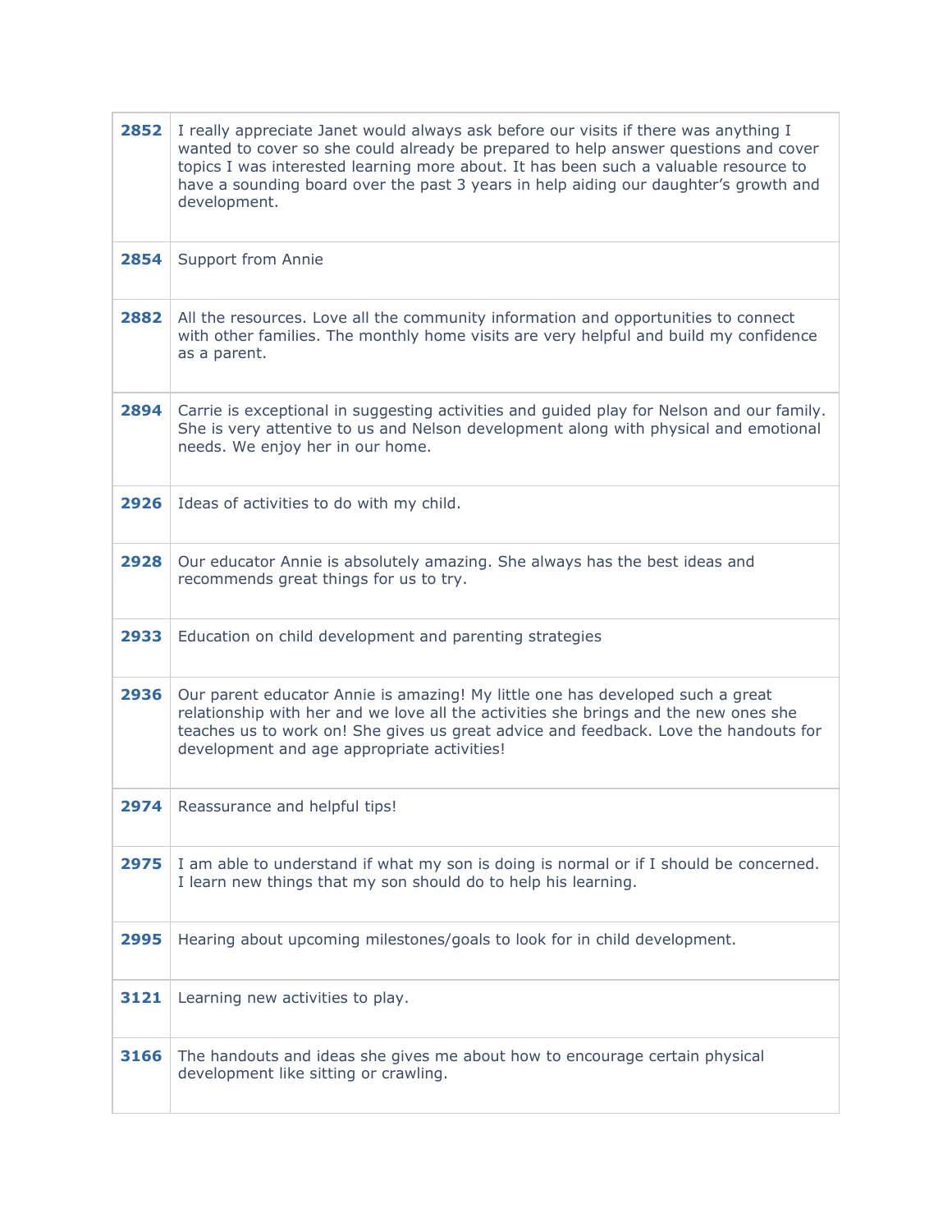| | |
|---|---|
| **2852** | I really appreciate Janet would always ask before our visits if there was anything I wanted to cover so she could already be prepared to help answer questions and cover topics I was interested learning more about. It has been such a valuable resource to have a sounding board over the past 3 years in help aiding our daughter's growth and development. |
| **2854** | Support from Annie |
| **2882** | All the resources. Love all the community information and opportunities to connect with other families. The monthly home visits are very helpful and build my confidence as a parent. |
| **2894** | Carrie is exceptional in suggesting activities and guided play for Nelson and our family. She is very attentive to us and Nelson development along with physical and emotional needs. We enjoy her in our home. |
| **2926** | Ideas of activities to do with my child. |
| **2928** | Our educator Annie is absolutely amazing. She always has the best ideas and recommends great things for us to try. |
| **2933** | Education on child development and parenting strategies |
| **2936** | Our parent educator Annie is amazing! My little one has developed such a great relationship with her and we love all the activities she brings and the new ones she teaches us to work on! She gives us great advice and feedback. Love the handouts for development and age appropriate activities! |
| **2974** | Reassurance and helpful tips! |
| **2975** | I am able to understand if what my son is doing is normal or if I should be concerned. I learn new things that my son should do to help his learning. |
| **2995** | Hearing about upcoming milestones/goals to look for in child development. |
| **3121** | Learning new activities to play. |
| **3166** | The handouts and ideas she gives me about how to encourage certain physical development like sitting or crawling. |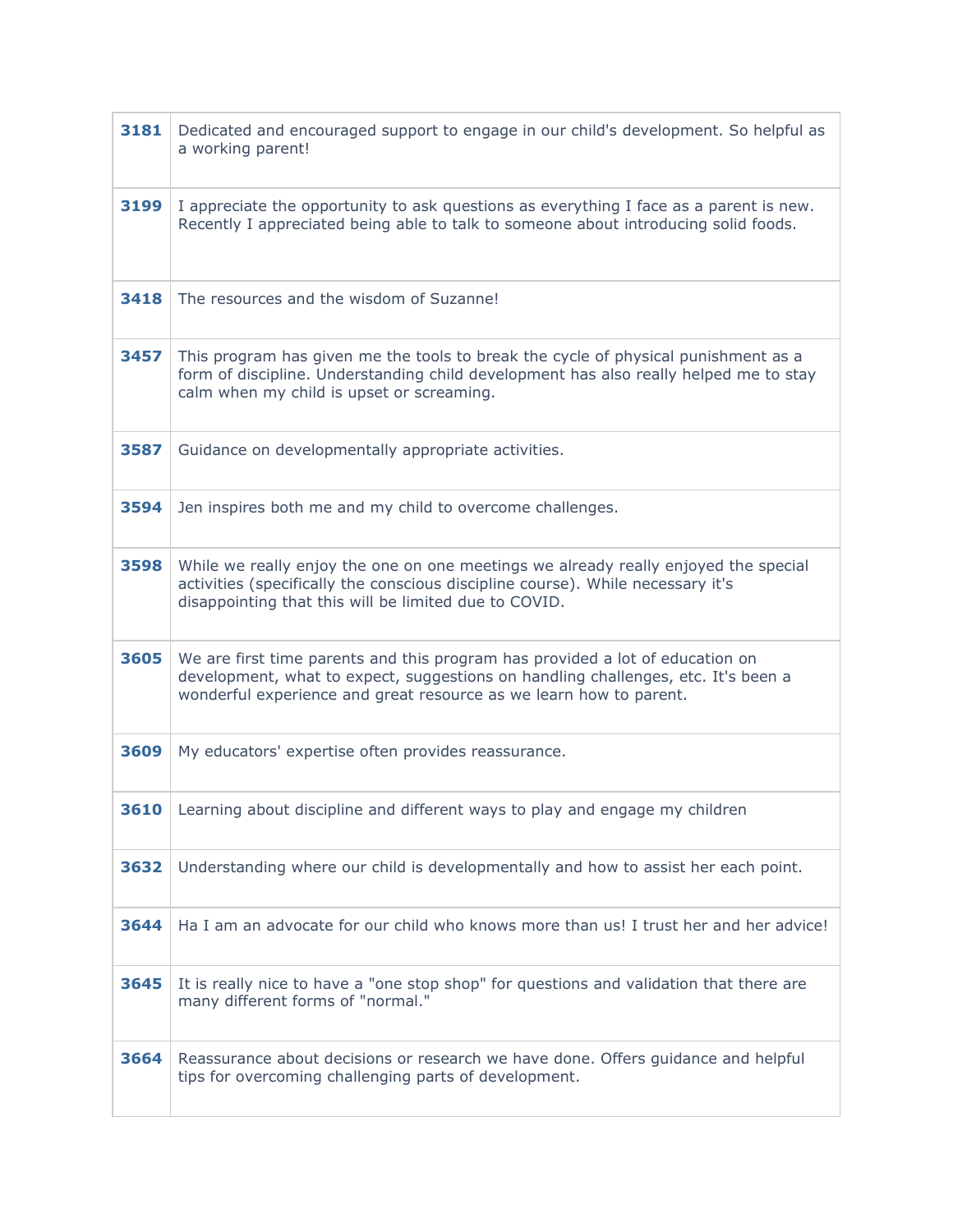| | |
|---|---|
| **3181** | Dedicated and encouraged support to engage in our child's development. So helpful as a working parent! |
| **3199** | I appreciate the opportunity to ask questions as everything I face as a parent is new. Recently I appreciated being able to talk to someone about introducing solid foods. |
| **3418** | The resources and the wisdom of Suzanne! |
| **3457** | This program has given me the tools to break the cycle of physical punishment as a form of discipline. Understanding child development has also really helped me to stay calm when my child is upset or screaming. |
| **3587** | Guidance on developmentally appropriate activities. |
| **3594** | Jen inspires both me and my child to overcome challenges. |
| **3598** | While we really enjoy the one on one meetings we already really enjoyed the special activities (specifically the conscious discipline course). While necessary it's disappointing that this will be limited due to COVID. |
| **3605** | We are first time parents and this program has provided a lot of education on development, what to expect, suggestions on handling challenges, etc. It's been a wonderful experience and great resource as we learn how to parent. |
| **3609** | My educators' expertise often provides reassurance. |
| **3610** | Learning about discipline and different ways to play and engage my children |
| **3632** | Understanding where our child is developmentally and how to assist her each point. |
| **3644** | Ha I am an advocate for our child who knows more than us! I trust her and her advice! |
| **3645** | It is really nice to have a "one stop shop" for questions and validation that there are many different forms of "normal." |
| **3664** | Reassurance about decisions or research we have done. Offers guidance and helpful tips for overcoming challenging parts of development. |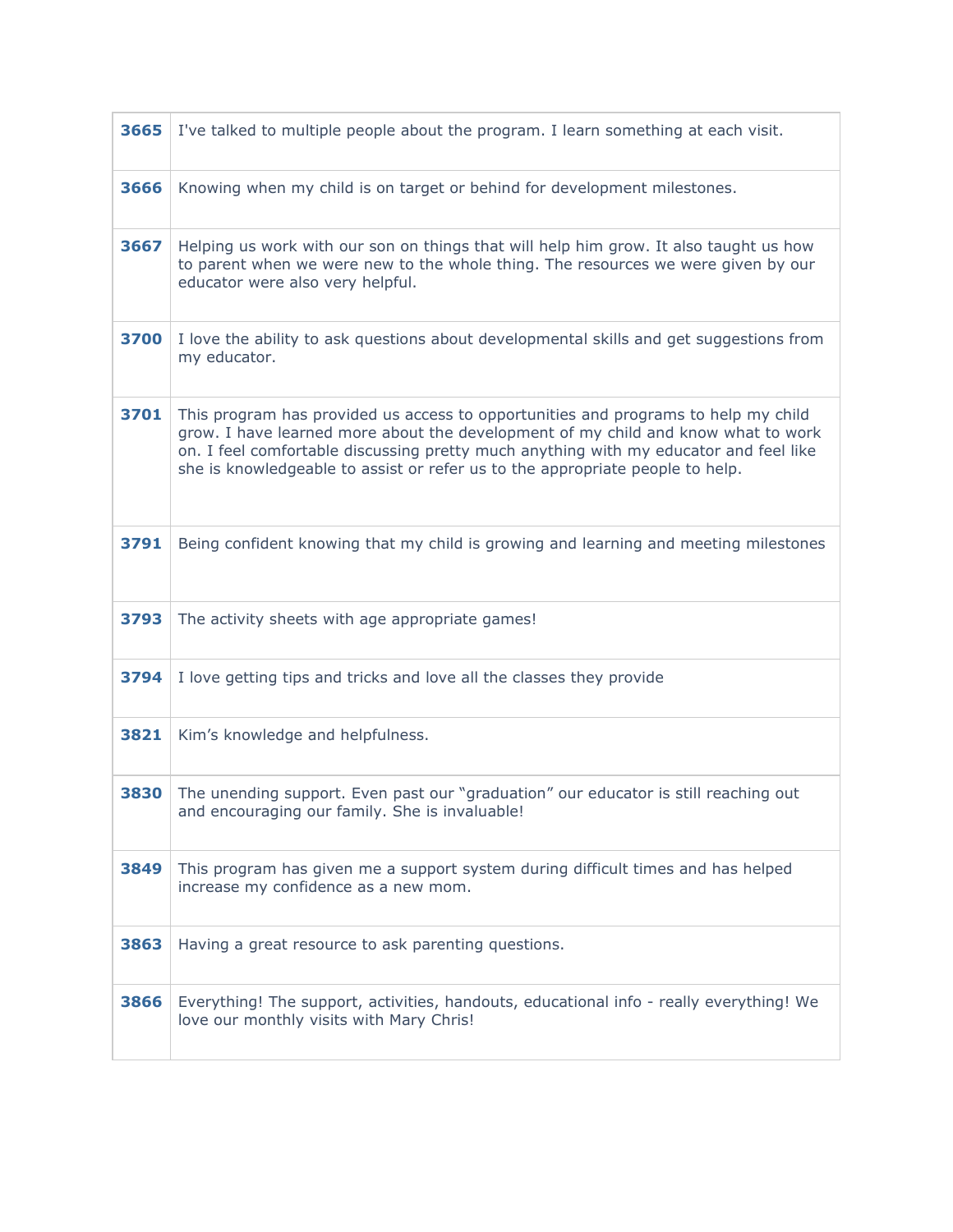| | |
|---|---|
| **3665** | I've talked to multiple people about the program. I learn something at each visit. |
| **3666** | Knowing when my child is on target or behind for development milestones. |
| **3667** | Helping us work with our son on things that will help him grow. It also taught us how to parent when we were new to the whole thing. The resources we were given by our educator were also very helpful. |
| **3700** | I love the ability to ask questions about developmental skills and get suggestions from my educator. |
| **3701** | This program has provided us access to opportunities and programs to help my child grow. I have learned more about the development of my child and know what to work on. I feel comfortable discussing pretty much anything with my educator and feel like she is knowledgeable to assist or refer us to the appropriate people to help. |
| **3791** | Being confident knowing that my child is growing and learning and meeting milestones |
| **3793** | The activity sheets with age appropriate games! |
| **3794** | I love getting tips and tricks and love all the classes they provide |
| **3821** | Kim's knowledge and helpfulness. |
| **3830** | The unending support. Even past our "graduation" our educator is still reaching out and encouraging our family. She is invaluable! |
| **3849** | This program has given me a support system during difficult times and has helped increase my confidence as a new mom. |
| **3863** | Having a great resource to ask parenting questions. |
| **3866** | Everything! The support, activities, handouts, educational info - really everything! We love our monthly visits with Mary Chris! |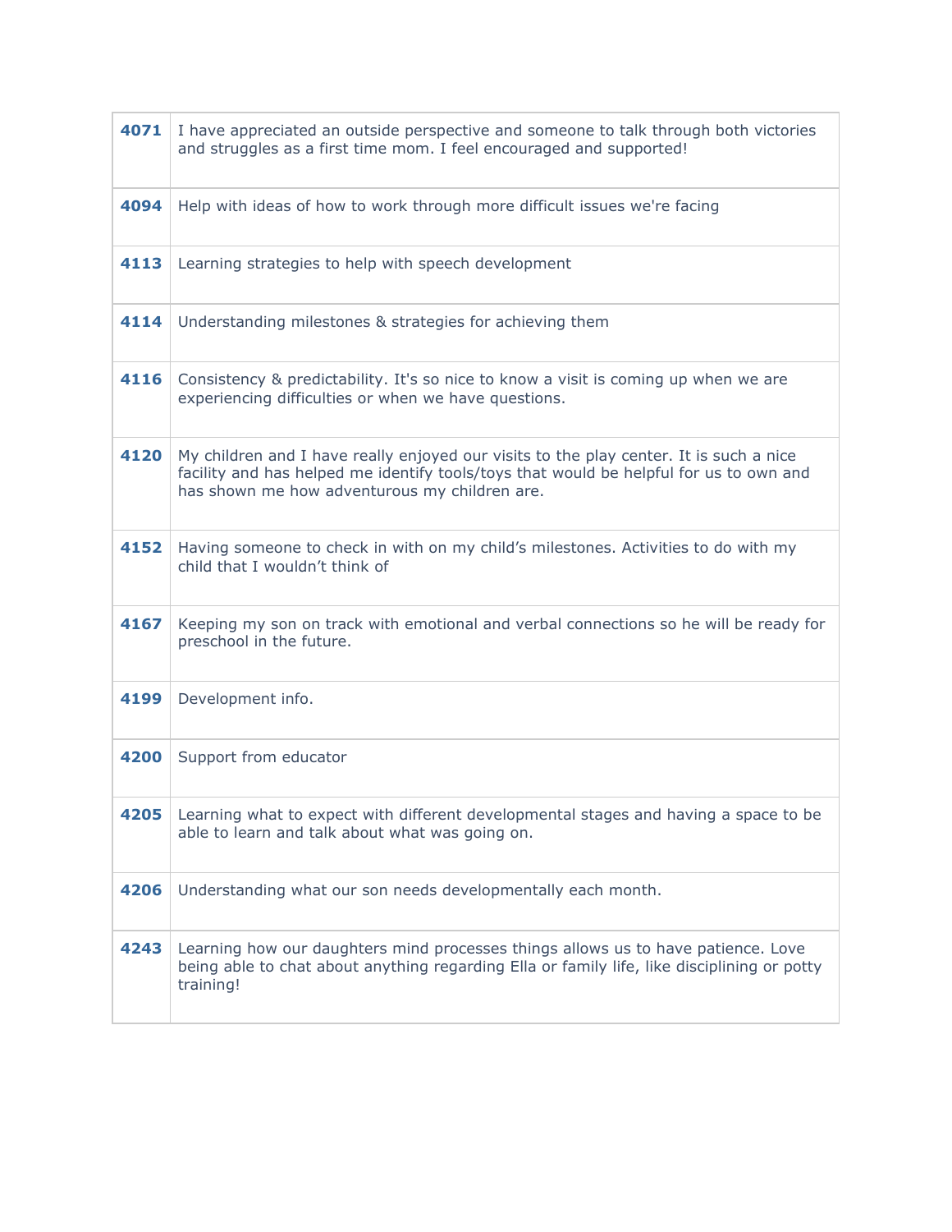| | |
|---|---|
| **4071** | I have appreciated an outside perspective and someone to talk through both victories and struggles as a first time mom. I feel encouraged and supported! |
| **4094** | Help with ideas of how to work through more difficult issues we're facing |
| **4113** | Learning strategies to help with speech development |
| **4114** | Understanding milestones & strategies for achieving them |
| **4116** | Consistency & predictability. It's so nice to know a visit is coming up when we are experiencing difficulties or when we have questions. |
| **4120** | My children and I have really enjoyed our visits to the play center. It is such a nice facility and has helped me identify tools/toys that would be helpful for us to own and has shown me how adventurous my children are. |
| **4152** | Having someone to check in with on my child's milestones. Activities to do with my child that I wouldn't think of |
| **4167** | Keeping my son on track with emotional and verbal connections so he will be ready for preschool in the future. |
| **4199** | Development info. |
| **4200** | Support from educator |
| **4205** | Learning what to expect with different developmental stages and having a space to be able to learn and talk about what was going on. |
| **4206** | Understanding what our son needs developmentally each month. |
| **4243** | Learning how our daughters mind processes things allows us to have patience. Love being able to chat about anything regarding Ella or family life, like disciplining or potty training! |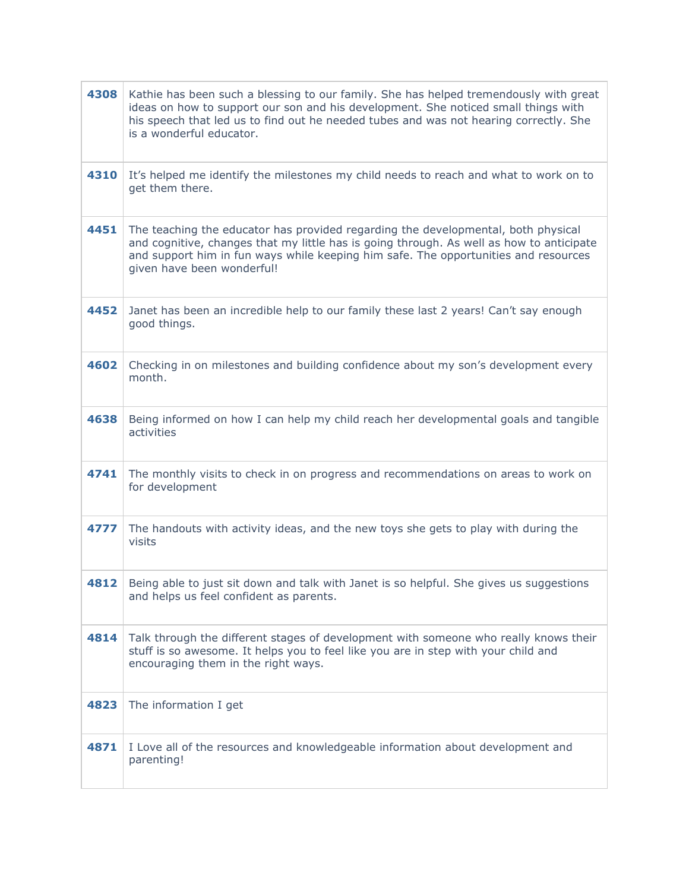| | |
|---|---|
| **4308** | Kathie has been such a blessing to our family. She has helped tremendously with great ideas on how to support our son and his development. She noticed small things with his speech that led us to find out he needed tubes and was not hearing correctly. She is a wonderful educator. |
| **4310** | It's helped me identify the milestones my child needs to reach and what to work on to get them there. |
| **4451** | The teaching the educator has provided regarding the developmental, both physical and cognitive, changes that my little has is going through. As well as how to anticipate and support him in fun ways while keeping him safe. The opportunities and resources given have been wonderful! |
| **4452** | Janet has been an incredible help to our family these last 2 years! Can't say enough good things. |
| **4602** | Checking in on milestones and building confidence about my son's development every month. |
| **4638** | Being informed on how I can help my child reach her developmental goals and tangible activities |
| **4741** | The monthly visits to check in on progress and recommendations on areas to work on for development |
| **4777** | The handouts with activity ideas, and the new toys she gets to play with during the visits |
| **4812** | Being able to just sit down and talk with Janet is so helpful. She gives us suggestions and helps us feel confident as parents. |
| **4814** | Talk through the different stages of development with someone who really knows their stuff is so awesome. It helps you to feel like you are in step with your child and encouraging them in the right ways. |
| **4823** | The information I get |
| **4871** | I Love all of the resources and knowledgeable information about development and parenting! |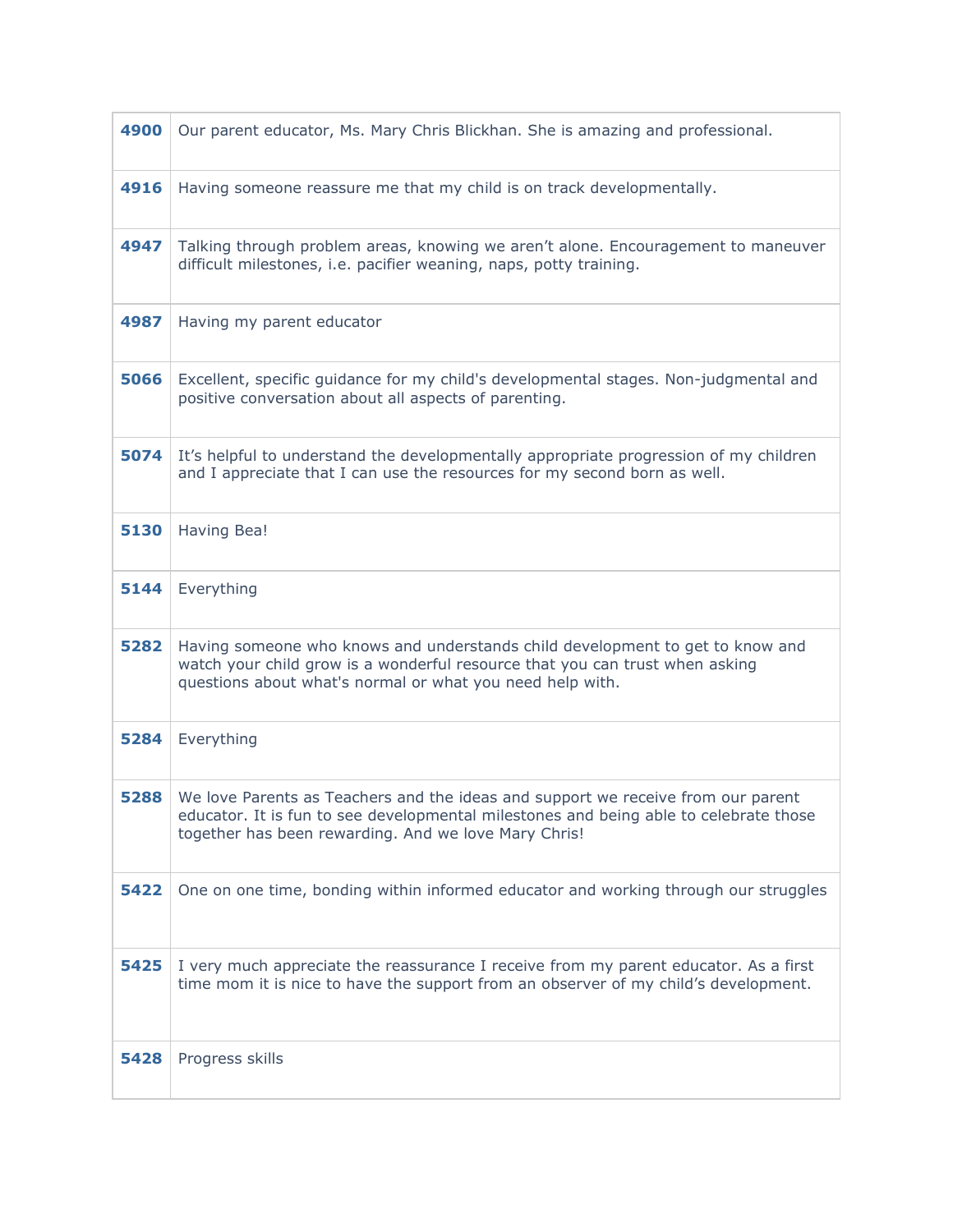| | |
|---|---|
| **4900** | Our parent educator, Ms. Mary Chris Blickhan. She is amazing and professional. |
| **4916** | Having someone reassure me that my child is on track developmentally. |
| **4947** | Talking through problem areas, knowing we aren't alone. Encouragement to maneuver difficult milestones, i.e. pacifier weaning, naps, potty training. |
| **4987** | Having my parent educator |
| **5066** | Excellent, specific guidance for my child's developmental stages. Non-judgmental and positive conversation about all aspects of parenting. |
| **5074** | It's helpful to understand the developmentally appropriate progression of my children and I appreciate that I can use the resources for my second born as well. |
| **5130** | Having Bea! |
| **5144** | Everything |
| **5282** | Having someone who knows and understands child development to get to know and watch your child grow is a wonderful resource that you can trust when asking questions about what's normal or what you need help with. |
| **5284** | Everything |
| **5288** | We love Parents as Teachers and the ideas and support we receive from our parent educator. It is fun to see developmental milestones and being able to celebrate those together has been rewarding. And we love Mary Chris! |
| **5422** | One on one time, bonding within informed educator and working through our struggles |
| **5425** | I very much appreciate the reassurance I receive from my parent educator. As a first time mom it is nice to have the support from an observer of my child's development. |
| **5428** | Progress skills |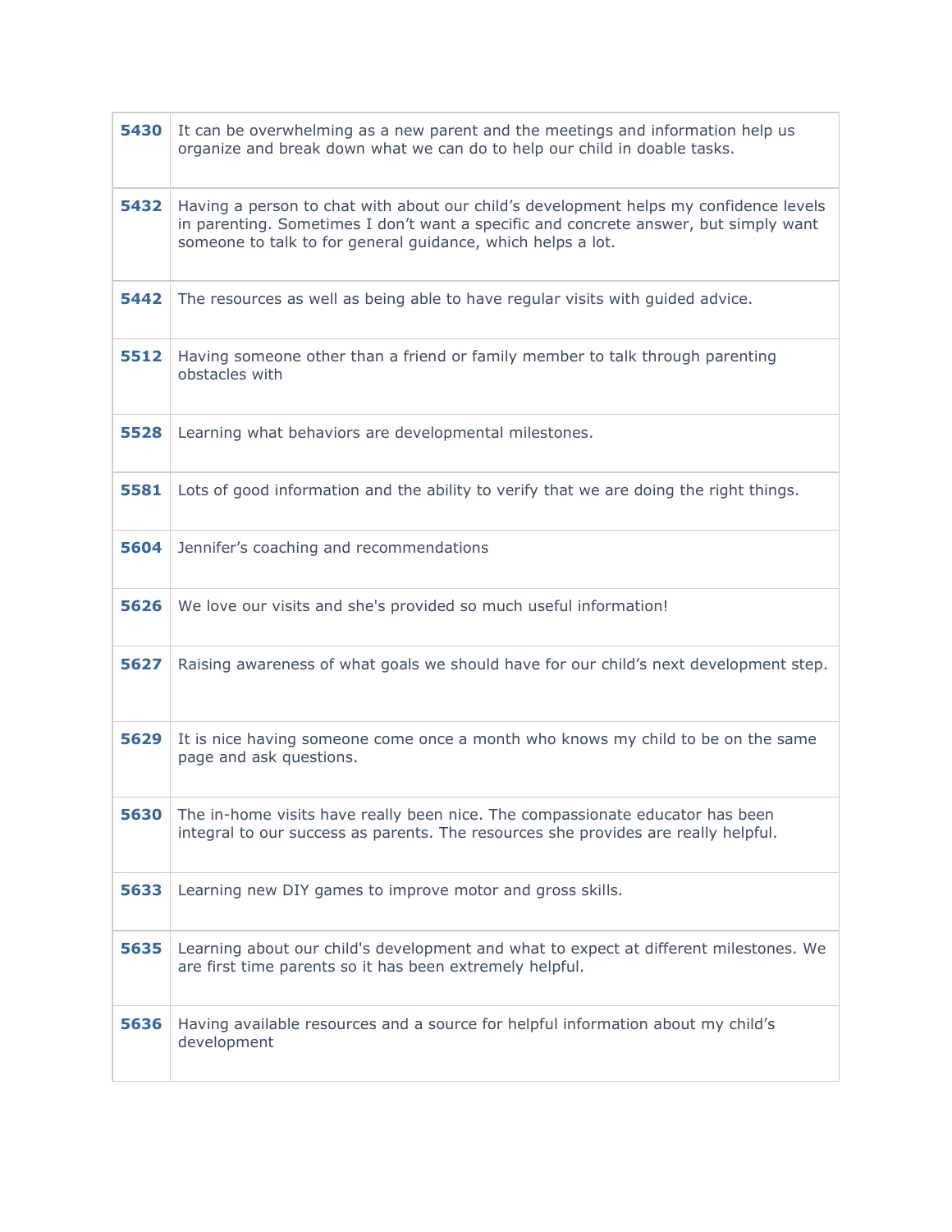| | |
|---|---|
| **5430** | It can be overwhelming as a new parent and the meetings and information help us organize and break down what we can do to help our child in doable tasks. |
| **5432** | Having a person to chat with about our child's development helps my confidence levels in parenting. Sometimes I don't want a specific and concrete answer, but simply want someone to talk to for general guidance, which helps a lot. |
| **5442** | The resources as well as being able to have regular visits with guided advice. |
| **5512** | Having someone other than a friend or family member to talk through parenting obstacles with |
| **5528** | Learning what behaviors are developmental milestones. |
| **5581** | Lots of good information and the ability to verify that we are doing the right things. |
| **5604** | Jennifer's coaching and recommendations |
| **5626** | We love our visits and she's provided so much useful information! |
| **5627** | Raising awareness of what goals we should have for our child's next development step. |
| **5629** | It is nice having someone come once a month who knows my child to be on the same page and ask questions. |
| **5630** | The in-home visits have really been nice. The compassionate educator has been integral to our success as parents. The resources she provides are really helpful. |
| **5633** | Learning new DIY games to improve motor and gross skills. |
| **5635** | Learning about our child's development and what to expect at different milestones. We are first time parents so it has been extremely helpful. |
| **5636** | Having available resources and a source for helpful information about my child's development |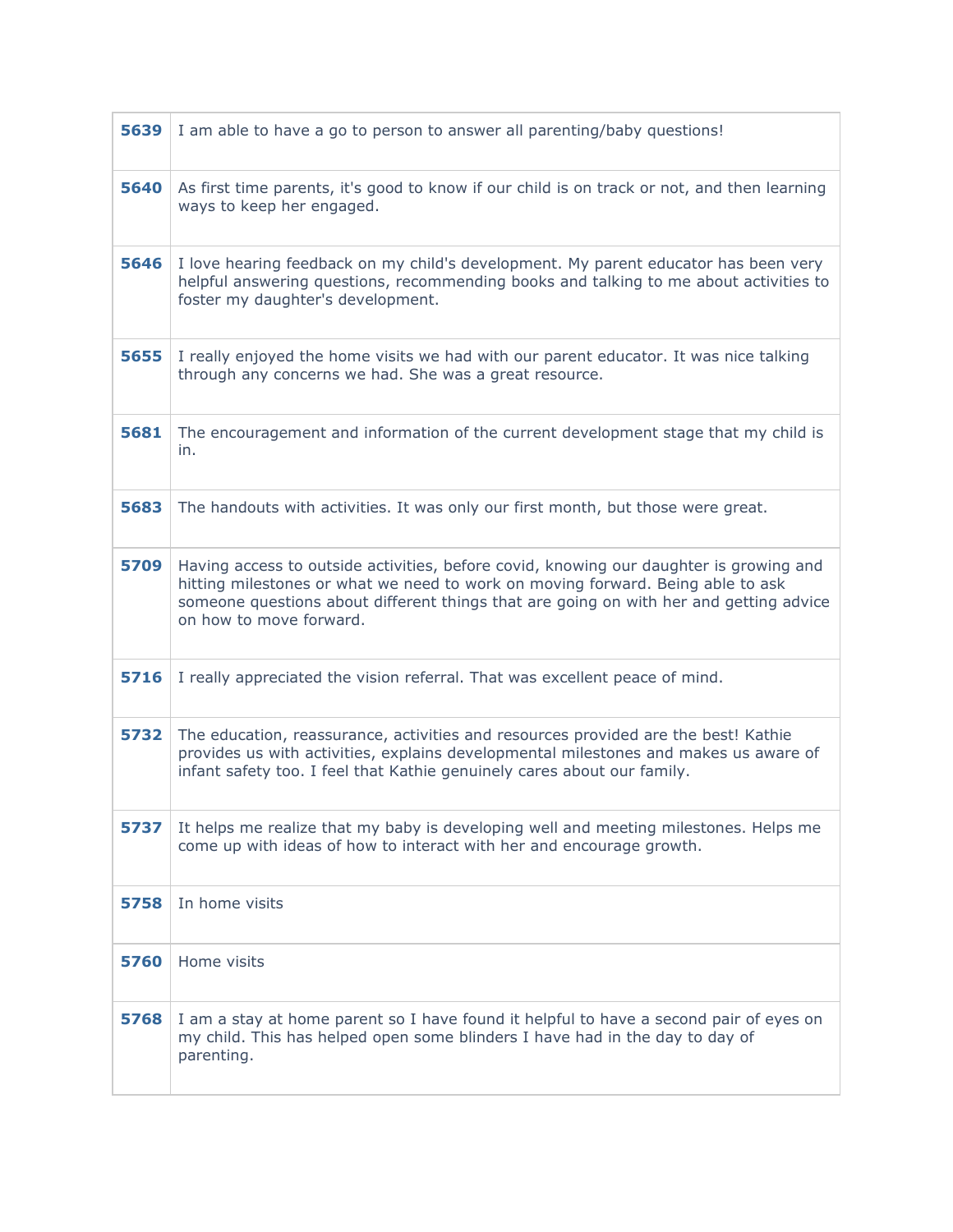| | |
|---|---|
| **5639** | I am able to have a go to person to answer all parenting/baby questions! |
| **5640** | As first time parents, it's good to know if our child is on track or not, and then learning ways to keep her engaged. |
| **5646** | I love hearing feedback on my child's development. My parent educator has been very helpful answering questions, recommending books and talking to me about activities to foster my daughter's development. |
| **5655** | I really enjoyed the home visits we had with our parent educator. It was nice talking through any concerns we had. She was a great resource. |
| **5681** | The encouragement and information of the current development stage that my child is in. |
| **5683** | The handouts with activities. It was only our first month, but those were great. |
| **5709** | Having access to outside activities, before covid, knowing our daughter is growing and hitting milestones or what we need to work on moving forward. Being able to ask someone questions about different things that are going on with her and getting advice on how to move forward. |
| **5716** | I really appreciated the vision referral. That was excellent peace of mind. |
| **5732** | The education, reassurance, activities and resources provided are the best! Kathie provides us with activities, explains developmental milestones and makes us aware of infant safety too. I feel that Kathie genuinely cares about our family. |
| **5737** | It helps me realize that my baby is developing well and meeting milestones. Helps me come up with ideas of how to interact with her and encourage growth. |
| **5758** | In home visits |
| **5760** | Home visits |
| **5768** | I am a stay at home parent so I have found it helpful to have a second pair of eyes on my child. This has helped open some blinders I have had in the day to day of parenting. |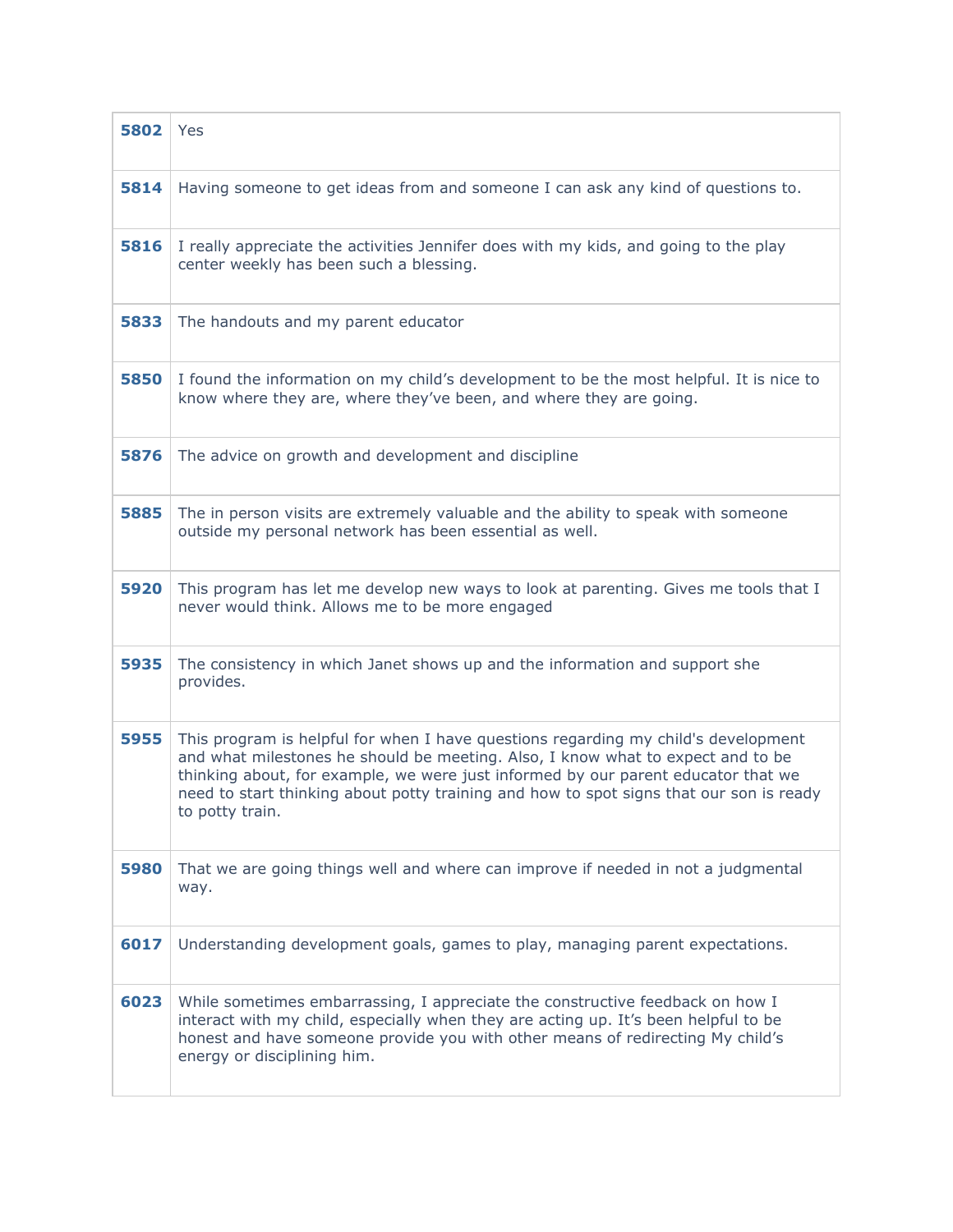| | |
|---|---|
| **5802** | Yes |
| **5814** | Having someone to get ideas from and someone I can ask any kind of questions to. |
| **5816** | I really appreciate the activities Jennifer does with my kids, and going to the play center weekly has been such a blessing. |
| **5833** | The handouts and my parent educator |
| **5850** | I found the information on my child's development to be the most helpful. It is nice to know where they are, where they've been, and where they are going. |
| **5876** | The advice on growth and development and discipline |
| **5885** | The in person visits are extremely valuable and the ability to speak with someone outside my personal network has been essential as well. |
| **5920** | This program has let me develop new ways to look at parenting. Gives me tools that I never would think. Allows me to be more engaged |
| **5935** | The consistency in which Janet shows up and the information and support she provides. |
| **5955** | This program is helpful for when I have questions regarding my child's development and what milestones he should be meeting. Also, I know what to expect and to be thinking about, for example, we were just informed by our parent educator that we need to start thinking about potty training and how to spot signs that our son is ready to potty train. |
| **5980** | That we are going things well and where can improve if needed in not a judgmental way. |
| **6017** | Understanding development goals, games to play, managing parent expectations. |
| **6023** | While sometimes embarrassing, I appreciate the constructive feedback on how I interact with my child, especially when they are acting up. It's been helpful to be honest and have someone provide you with other means of redirecting My child's energy or disciplining him. |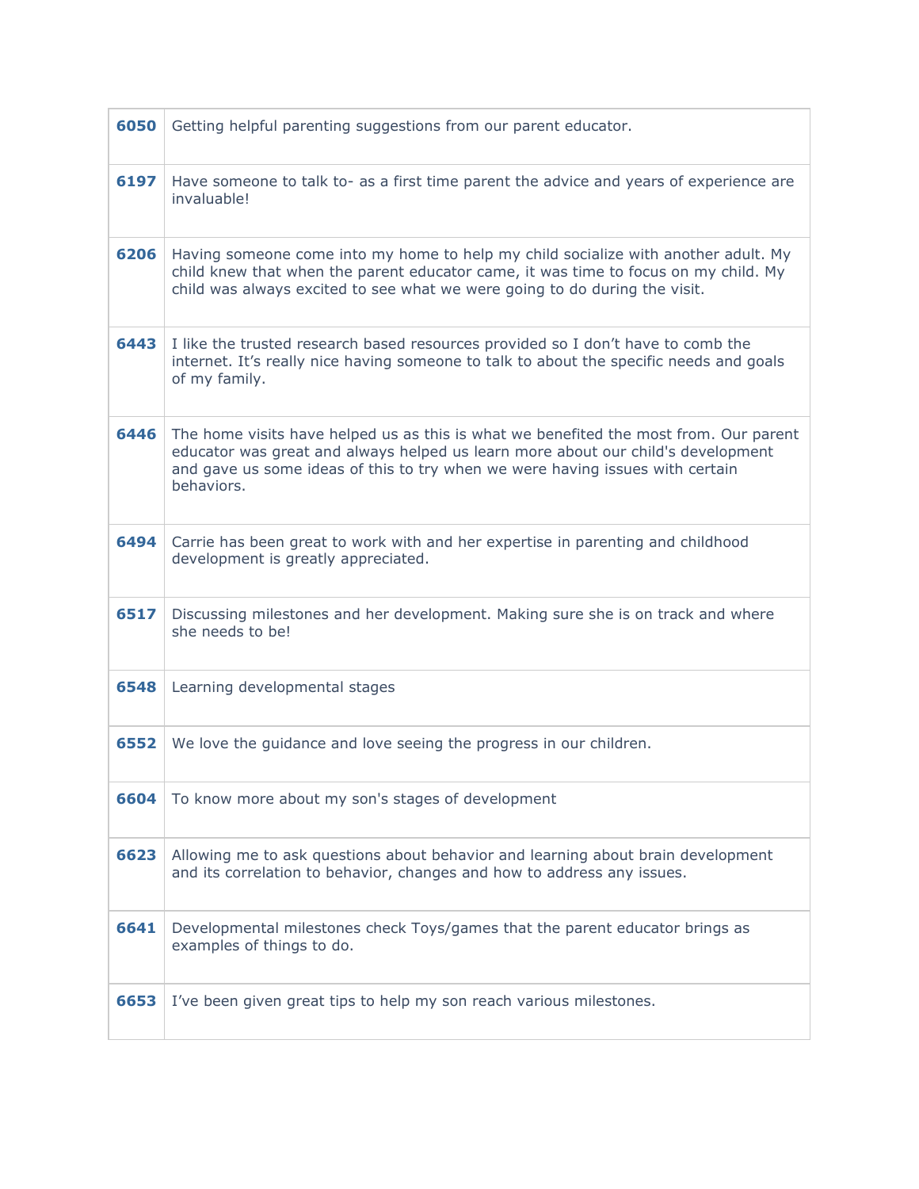| | |
|---|---|
| **6050** | Getting helpful parenting suggestions from our parent educator. |
| **6197** | Have someone to talk to- as a first time parent the advice and years of experience are invaluable! |
| **6206** | Having someone come into my home to help my child socialize with another adult. My child knew that when the parent educator came, it was time to focus on my child. My child was always excited to see what we were going to do during the visit. |
| **6443** | I like the trusted research based resources provided so I don't have to comb the internet. It's really nice having someone to talk to about the specific needs and goals of my family. |
| **6446** | The home visits have helped us as this is what we benefited the most from. Our parent educator was great and always helped us learn more about our child's development and gave us some ideas of this to try when we were having issues with certain behaviors. |
| **6494** | Carrie has been great to work with and her expertise in parenting and childhood development is greatly appreciated. |
| **6517** | Discussing milestones and her development. Making sure she is on track and where she needs to be! |
| **6548** | Learning developmental stages |
| **6552** | We love the guidance and love seeing the progress in our children. |
| **6604** | To know more about my son's stages of development |
| **6623** | Allowing me to ask questions about behavior and learning about brain development and its correlation to behavior, changes and how to address any issues. |
| **6641** | Developmental milestones check Toys/games that the parent educator brings as examples of things to do. |
| **6653** | I've been given great tips to help my son reach various milestones. |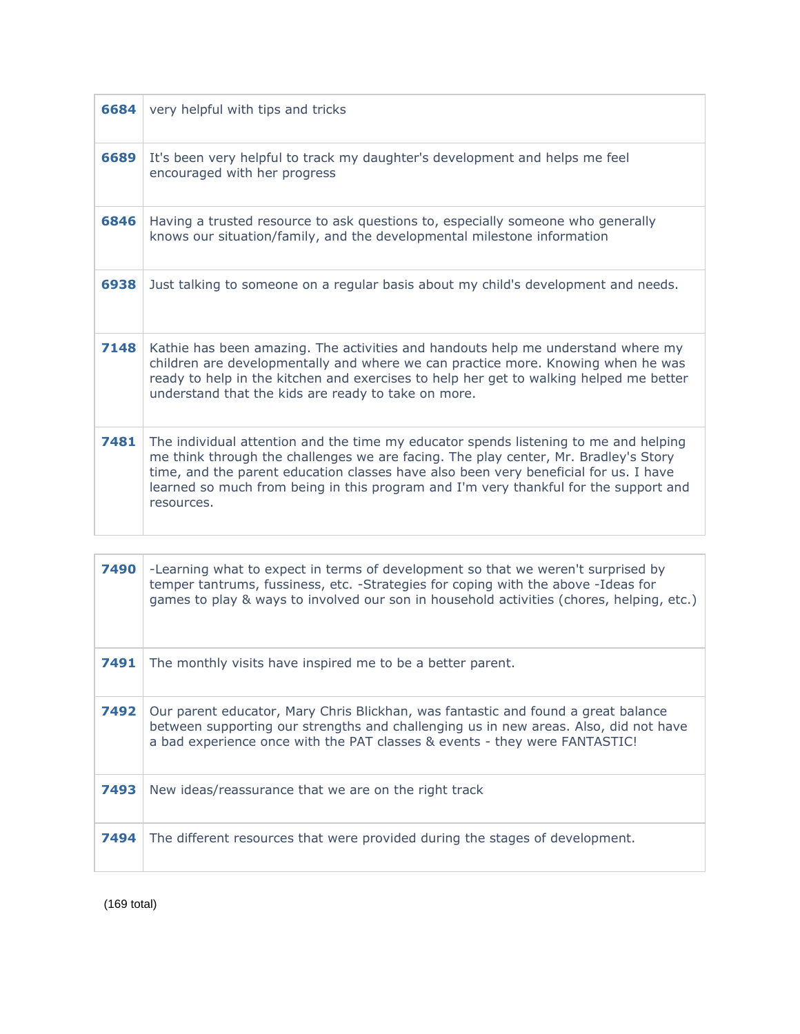| | |
|---|---|
| **6684** | very helpful with tips and tricks |
| **6689** | It's been very helpful to track my daughter's development and helps me feel encouraged with her progress |
| **6846** | Having a trusted resource to ask questions to, especially someone who generally knows our situation/family, and the developmental milestone information |
| **6938** | Just talking to someone on a regular basis about my child's development and needs. |
| **7148** | Kathie has been amazing. The activities and handouts help me understand where my children are developmentally and where we can practice more. Knowing when he was ready to help in the kitchen and exercises to help her get to walking helped me better understand that the kids are ready to take on more. |
| **7481** | The individual attention and the time my educator spends listening to me and helping me think through the challenges we are facing. The play center, Mr. Bradley's Story time, and the parent education classes have also been very beneficial for us. I have learned so much from being in this program and I'm very thankful for the support and resources. |
| **7490** | -Learning what to expect in terms of development so that we weren't surprised by temper tantrums, fussiness, etc. -Strategies for coping with the above -Ideas for games to play & ways to involved our son in household activities (chores, helping, etc.) |
| **7491** | The monthly visits have inspired me to be a better parent. |
| **7492** | Our parent educator, Mary Chris Blickhan, was fantastic and found a great balance between supporting our strengths and challenging us in new areas. Also, did not have a bad experience once with the PAT classes & events - they were FANTASTIC! |
| **7493** | New ideas/reassurance that we are on the right track |
| **7494** | The different resources that were provided during the stages of development. |

(169 total)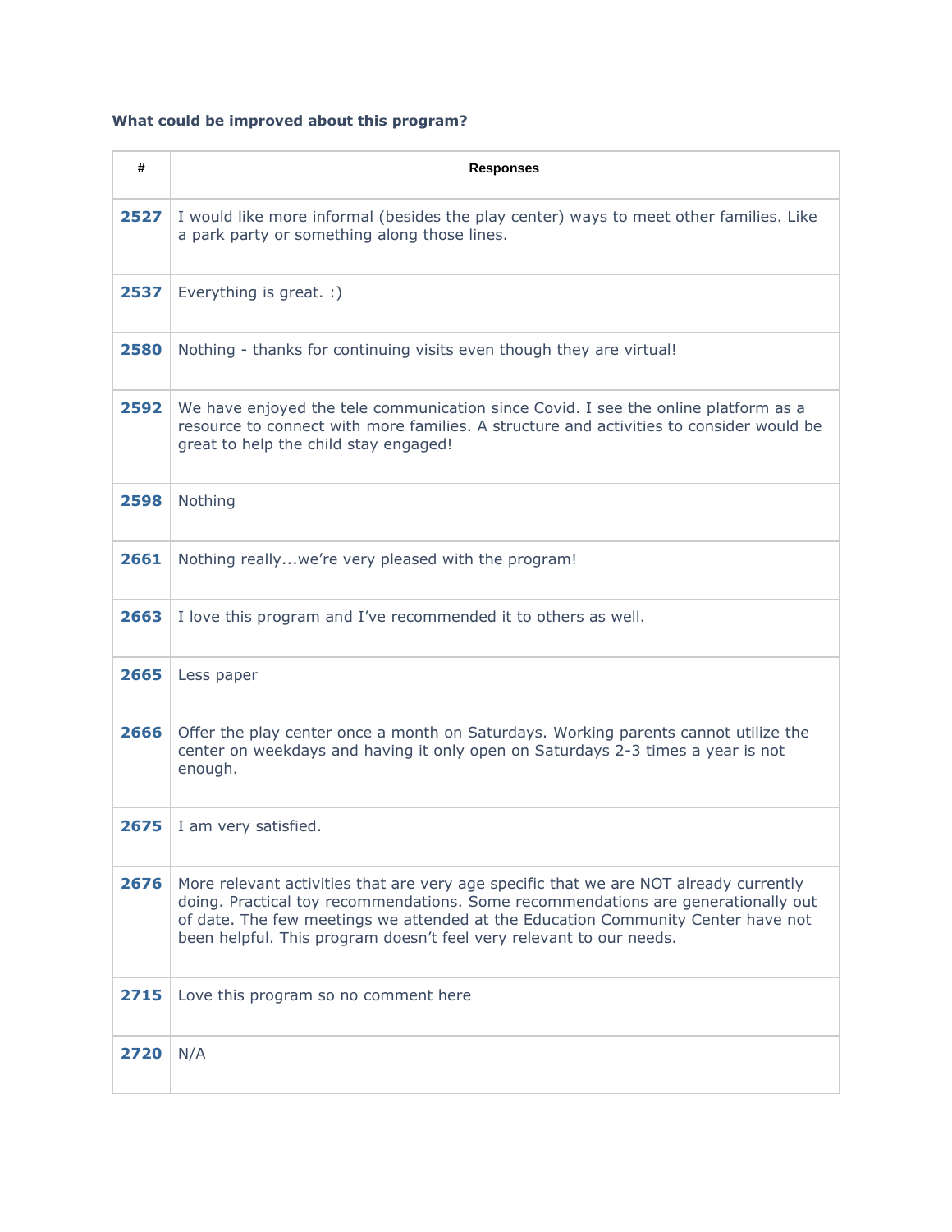**What could be improved about this program?**

| # | Responses |
|---|---|
| **2527** | I would like more informal (besides the play center) ways to meet other families. Like a park party or something along those lines. |
| **2537** | Everything is great. :) |
| **2580** | Nothing - thanks for continuing visits even though they are virtual! |
| **2592** | We have enjoyed the tele communication since Covid. I see the online platform as a resource to connect with more families. A structure and activities to consider would be great to help the child stay engaged! |
| **2598** | Nothing |
| **2661** | Nothing really...we're very pleased with the program! |
| **2663** | I love this program and I've recommended it to others as well. |
| **2665** | Less paper |
| **2666** | Offer the play center once a month on Saturdays. Working parents cannot utilize the center on weekdays and having it only open on Saturdays 2-3 times a year is not enough. |
| **2675** | I am very satisfied. |
| **2676** | More relevant activities that are very age specific that we are NOT already currently doing. Practical toy recommendations. Some recommendations are generationally out of date. The few meetings we attended at the Education Community Center have not been helpful. This program doesn't feel very relevant to our needs. |
| **2715** | Love this program so no comment here |
| **2720** | N/A |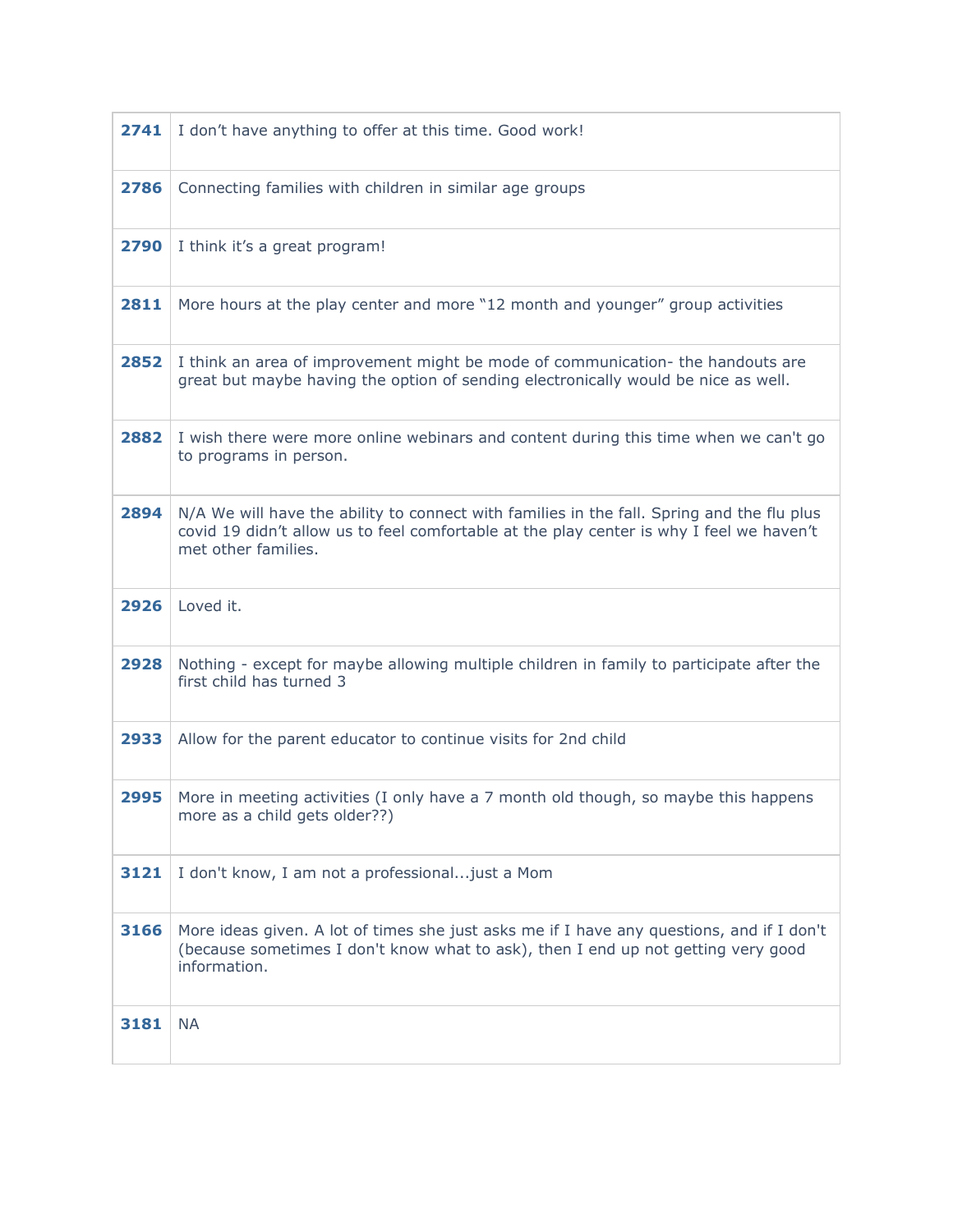| | |
|---|---|
| **2741** | I don’t have anything to offer at this time. Good work! |
| **2786** | Connecting families with children in similar age groups |
| **2790** | I think it’s a great program! |
| **2811** | More hours at the play center and more “12 month and younger” group activities |
| **2852** | I think an area of improvement might be mode of communication- the handouts are great but maybe having the option of sending electronically would be nice as well. |
| **2882** | I wish there were more online webinars and content during this time when we can't go to programs in person. |
| **2894** | N/A We will have the ability to connect with families in the fall. Spring and the flu plus covid 19 didn’t allow us to feel comfortable at the play center is why I feel we haven’t met other families. |
| **2926** | Loved it. |
| **2928** | Nothing - except for maybe allowing multiple children in family to participate after the first child has turned 3 |
| **2933** | Allow for the parent educator to continue visits for 2nd child |
| **2995** | More in meeting activities (I only have a 7 month old though, so maybe this happens more as a child gets older??) |
| **3121** | I don't know, I am not a professional...just a Mom |
| **3166** | More ideas given. A lot of times she just asks me if I have any questions, and if I don't (because sometimes I don't know what to ask), then I end up not getting very good information. |
| **3181** | NA |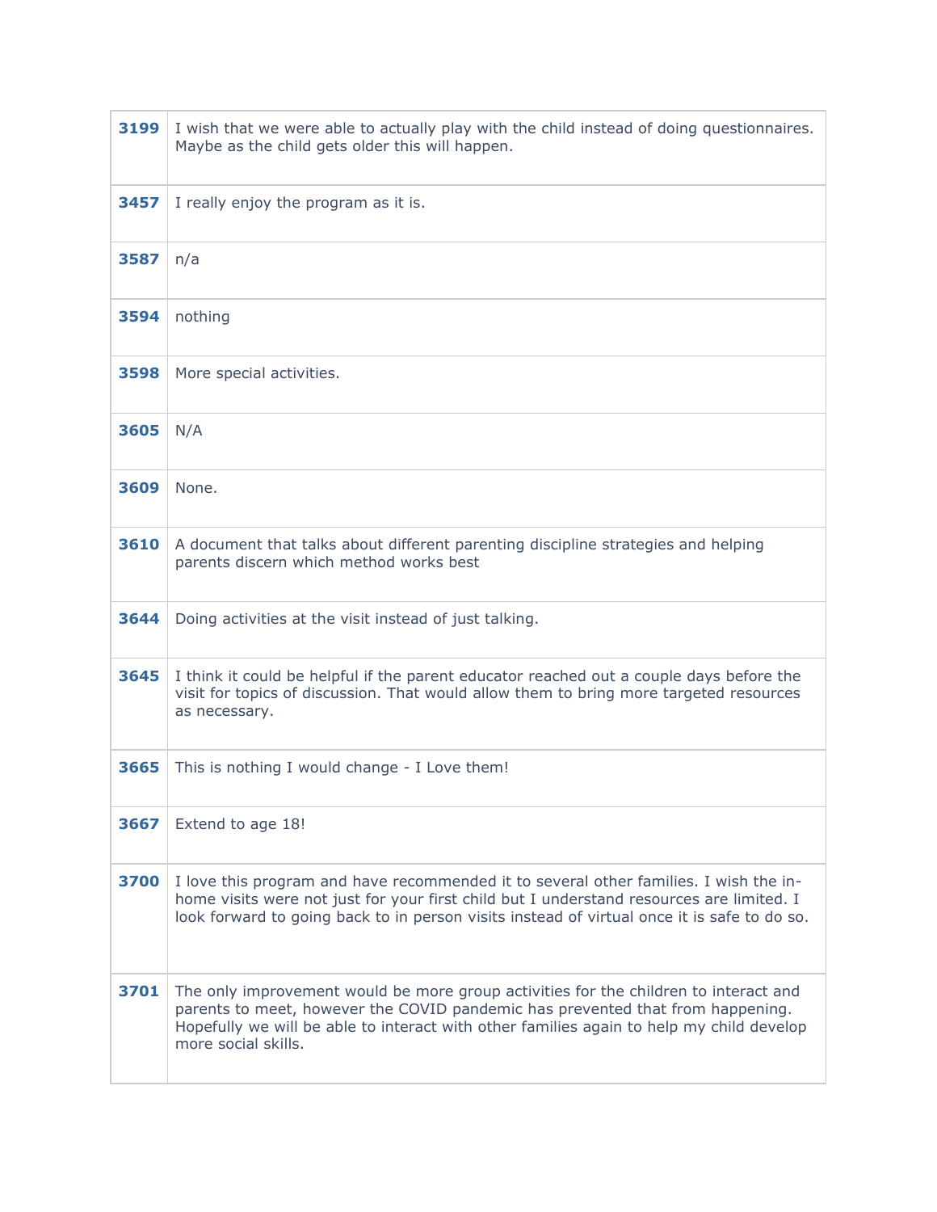| | |
|---|---|
| **3199** | I wish that we were able to actually play with the child instead of doing questionnaires. Maybe as the child gets older this will happen. |
| **3457** | I really enjoy the program as it is. |
| **3587** | n/a |
| **3594** | nothing |
| **3598** | More special activities. |
| **3605** | N/A |
| **3609** | None. |
| **3610** | A document that talks about different parenting discipline strategies and helping parents discern which method works best |
| **3644** | Doing activities at the visit instead of just talking. |
| **3645** | I think it could be helpful if the parent educator reached out a couple days before the visit for topics of discussion. That would allow them to bring more targeted resources as necessary. |
| **3665** | This is nothing I would change - I Love them! |
| **3667** | Extend to age 18! |
| **3700** | I love this program and have recommended it to several other families. I wish the in-home visits were not just for your first child but I understand resources are limited. I look forward to going back to in person visits instead of virtual once it is safe to do so. |
| **3701** | The only improvement would be more group activities for the children to interact and parents to meet, however the COVID pandemic has prevented that from happening. Hopefully we will be able to interact with other families again to help my child develop more social skills. |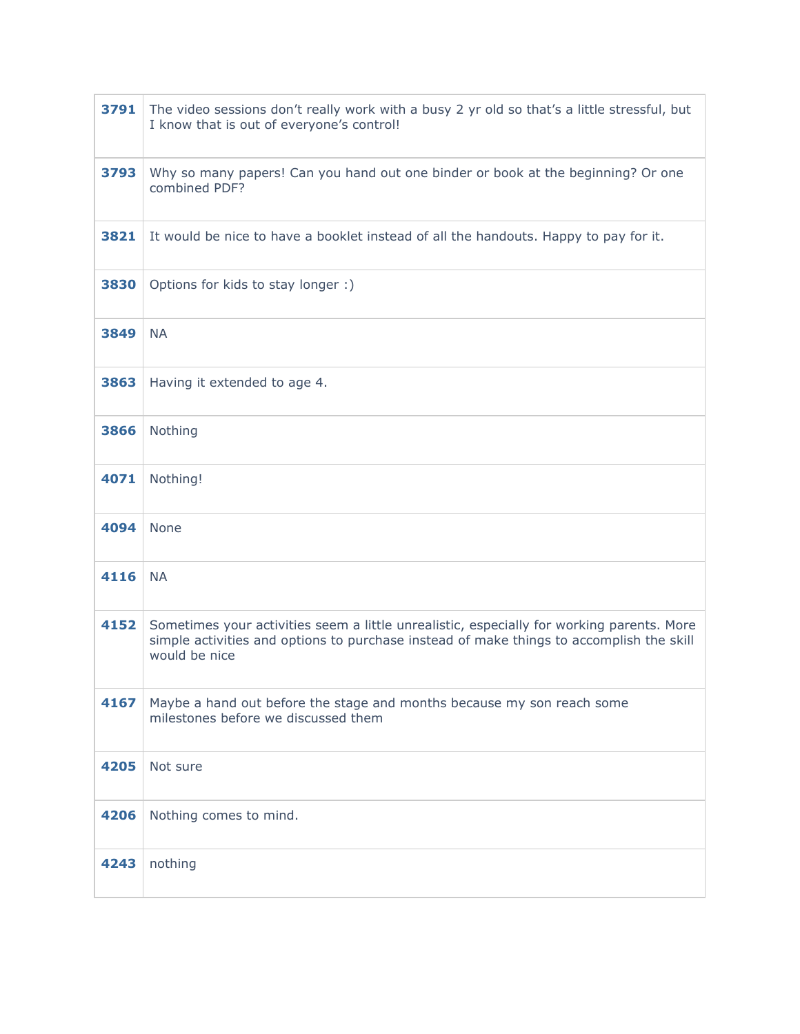| | |
|---|---|
| **3791** | The video sessions don't really work with a busy 2 yr old so that's a little stressful, but I know that is out of everyone's control! |
| **3793** | Why so many papers! Can you hand out one binder or book at the beginning? Or one combined PDF? |
| **3821** | It would be nice to have a booklet instead of all the handouts. Happy to pay for it. |
| **3830** | Options for kids to stay longer :) |
| **3849** | NA |
| **3863** | Having it extended to age 4. |
| **3866** | Nothing |
| **4071** | Nothing! |
| **4094** | None |
| **4116** | NA |
| **4152** | Sometimes your activities seem a little unrealistic, especially for working parents. More simple activities and options to purchase instead of make things to accomplish the skill would be nice |
| **4167** | Maybe a hand out before the stage and months because my son reach some milestones before we discussed them |
| **4205** | Not sure |
| **4206** | Nothing comes to mind. |
| **4243** | nothing |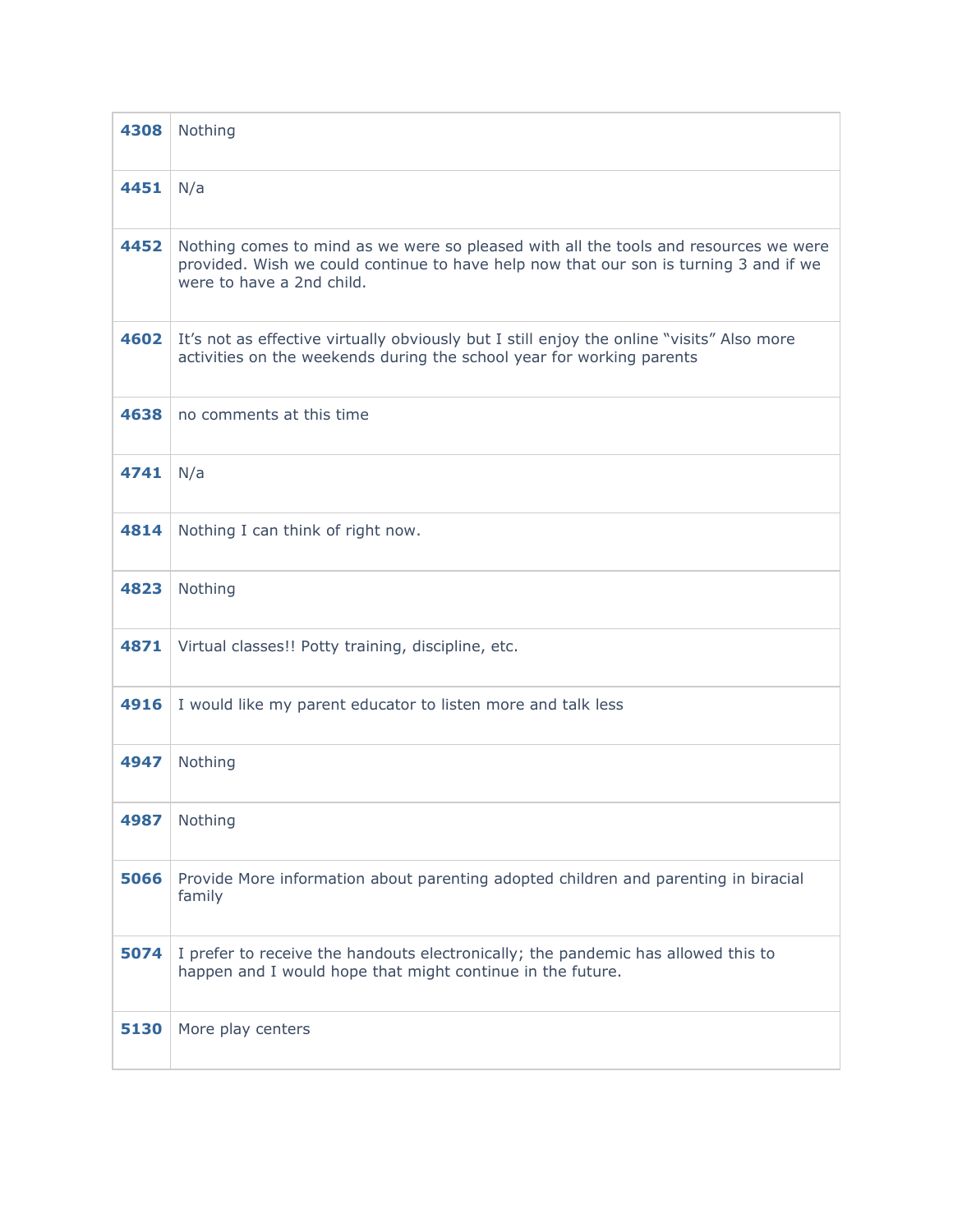| | |
|---|---|
| **4308** | Nothing |
| **4451** | N/a |
| **4452** | Nothing comes to mind as we were so pleased with all the tools and resources we were provided. Wish we could continue to have help now that our son is turning 3 and if we were to have a 2nd child. |
| **4602** | It's not as effective virtually obviously but I still enjoy the online "visits" Also more activities on the weekends during the school year for working parents |
| **4638** | no comments at this time |
| **4741** | N/a |
| **4814** | Nothing I can think of right now. |
| **4823** | Nothing |
| **4871** | Virtual classes!! Potty training, discipline, etc. |
| **4916** | I would like my parent educator to listen more and talk less |
| **4947** | Nothing |
| **4987** | Nothing |
| **5066** | Provide More information about parenting adopted children and parenting in biracial family |
| **5074** | I prefer to receive the handouts electronically; the pandemic has allowed this to happen and I would hope that might continue in the future. |
| **5130** | More play centers |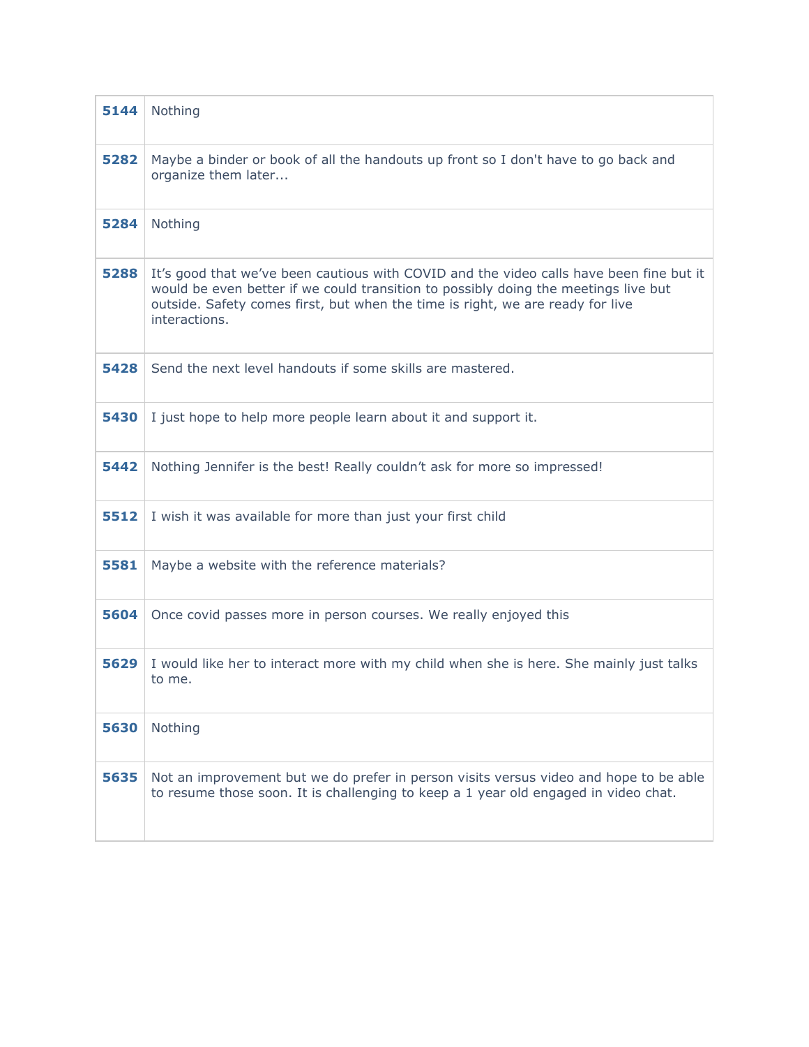| | |
|---|---|
| **5144** | Nothing |
| **5282** | Maybe a binder or book of all the handouts up front so I don't have to go back and organize them later... |
| **5284** | Nothing |
| **5288** | It's good that we've been cautious with COVID and the video calls have been fine but it would be even better if we could transition to possibly doing the meetings live but outside. Safety comes first, but when the time is right, we are ready for live interactions. |
| **5428** | Send the next level handouts if some skills are mastered. |
| **5430** | I just hope to help more people learn about it and support it. |
| **5442** | Nothing Jennifer is the best! Really couldn't ask for more so impressed! |
| **5512** | I wish it was available for more than just your first child |
| **5581** | Maybe a website with the reference materials? |
| **5604** | Once covid passes more in person courses. We really enjoyed this |
| **5629** | I would like her to interact more with my child when she is here. She mainly just talks to me. |
| **5630** | Nothing |
| **5635** | Not an improvement but we do prefer in person visits versus video and hope to be able to resume those soon. It is challenging to keep a 1 year old engaged in video chat. |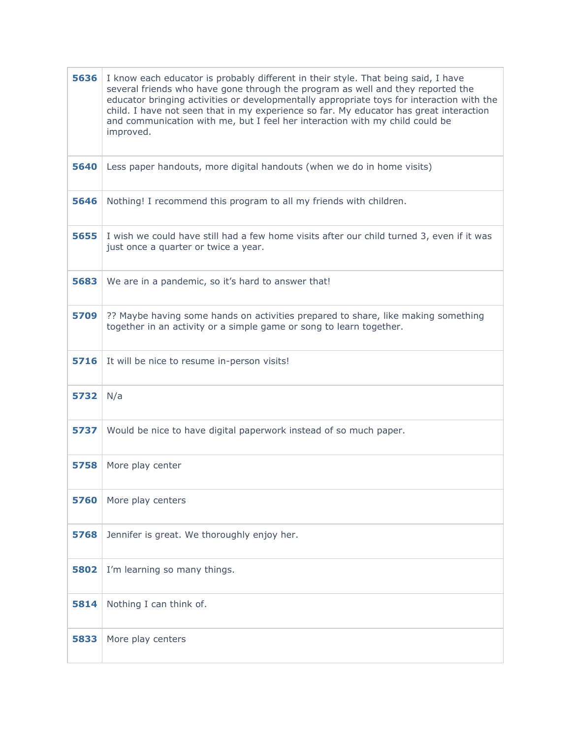| | |
|---|---|
| **5636** | I know each educator is probably different in their style. That being said, I have several friends who have gone through the program as well and they reported the educator bringing activities or developmentally appropriate toys for interaction with the child. I have not seen that in my experience so far. My educator has great interaction and communication with me, but I feel her interaction with my child could be improved. |
| **5640** | Less paper handouts, more digital handouts (when we do in home visits) |
| **5646** | Nothing! I recommend this program to all my friends with children. |
| **5655** | I wish we could have still had a few home visits after our child turned 3, even if it was just once a quarter or twice a year. |
| **5683** | We are in a pandemic, so it's hard to answer that! |
| **5709** | ?? Maybe having some hands on activities prepared to share, like making something together in an activity or a simple game or song to learn together. |
| **5716** | It will be nice to resume in-person visits! |
| **5732** | N/a |
| **5737** | Would be nice to have digital paperwork instead of so much paper. |
| **5758** | More play center |
| **5760** | More play centers |
| **5768** | Jennifer is great. We thoroughly enjoy her. |
| **5802** | I'm learning so many things. |
| **5814** | Nothing I can think of. |
| **5833** | More play centers |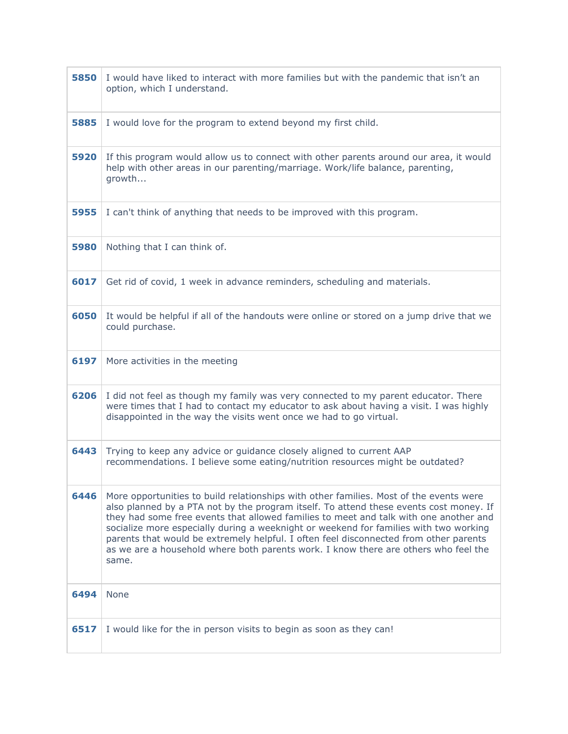| | |
|---|---|
| **5850** | I would have liked to interact with more families but with the pandemic that isn’t an option, which I understand. |
| **5885** | I would love for the program to extend beyond my first child. |
| **5920** | If this program would allow us to connect with other parents around our area, it would help with other areas in our parenting/marriage. Work/life balance, parenting, growth... |
| **5955** | I can't think of anything that needs to be improved with this program. |
| **5980** | Nothing that I can think of. |
| **6017** | Get rid of covid, 1 week in advance reminders, scheduling and materials. |
| **6050** | It would be helpful if all of the handouts were online or stored on a jump drive that we could purchase. |
| **6197** | More activities in the meeting |
| **6206** | I did not feel as though my family was very connected to my parent educator. There were times that I had to contact my educator to ask about having a visit. I was highly disappointed in the way the visits went once we had to go virtual. |
| **6443** | Trying to keep any advice or guidance closely aligned to current AAP recommendations. I believe some eating/nutrition resources might be outdated? |
| **6446** | More opportunities to build relationships with other families. Most of the events were also planned by a PTA not by the program itself. To attend these events cost money. If they had some free events that allowed families to meet and talk with one another and socialize more especially during a weeknight or weekend for families with two working parents that would be extremely helpful. I often feel disconnected from other parents as we are a household where both parents work. I know there are others who feel the same. |
| **6494** | None |
| **6517** | I would like for the in person visits to begin as soon as they can! |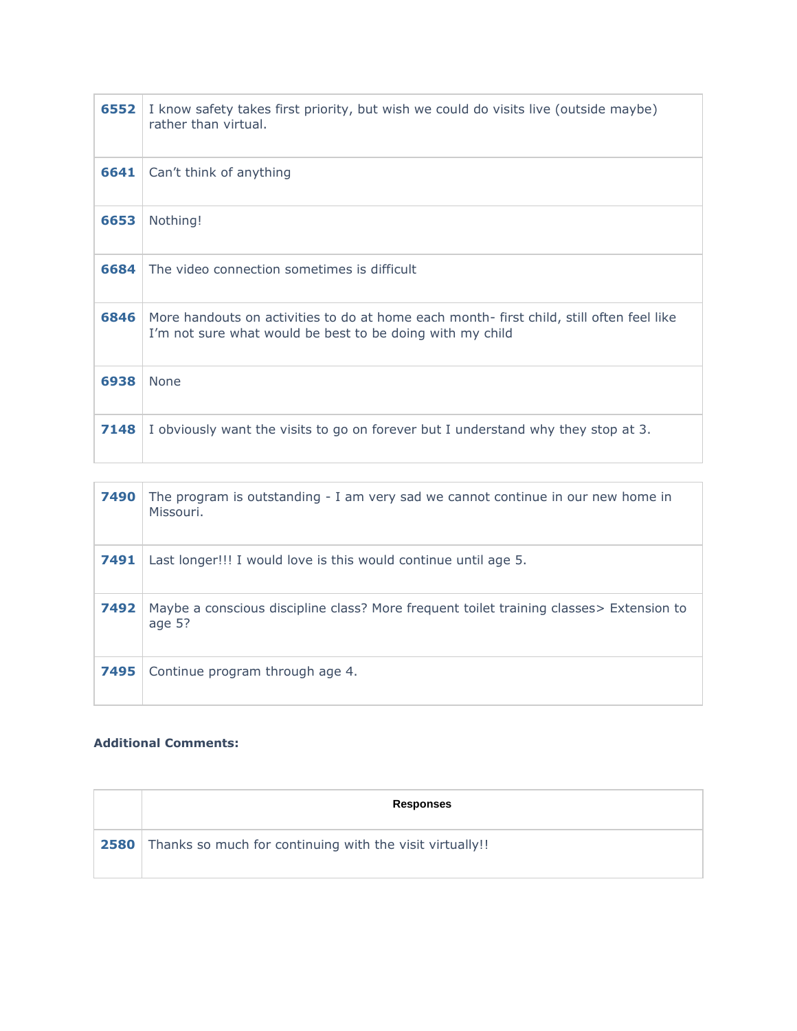| | |
|---|---|
| **6552** | I know safety takes first priority, but wish we could do visits live (outside maybe) rather than virtual. |
| **6641** | Can't think of anything |
| **6653** | Nothing! |
| **6684** | The video connection sometimes is difficult |
| **6846** | More handouts on activities to do at home each month- first child, still often feel like I'm not sure what would be best to be doing with my child |
| **6938** | None |
| **7148** | I obviously want the visits to go on forever but I understand why they stop at 3. |
| **7490** | The program is outstanding - I am very sad we cannot continue in our new home in Missouri. |
| **7491** | Last longer!!! I would love is this would continue until age 5. |
| **7492** | Maybe a conscious discipline class? More frequent toilet training classes> Extension to age 5? |
| **7495** | Continue program through age 4. |

**Additional Comments:**

| | Responses |
|---|---|
| **2580** | Thanks so much for continuing with the visit virtually!! |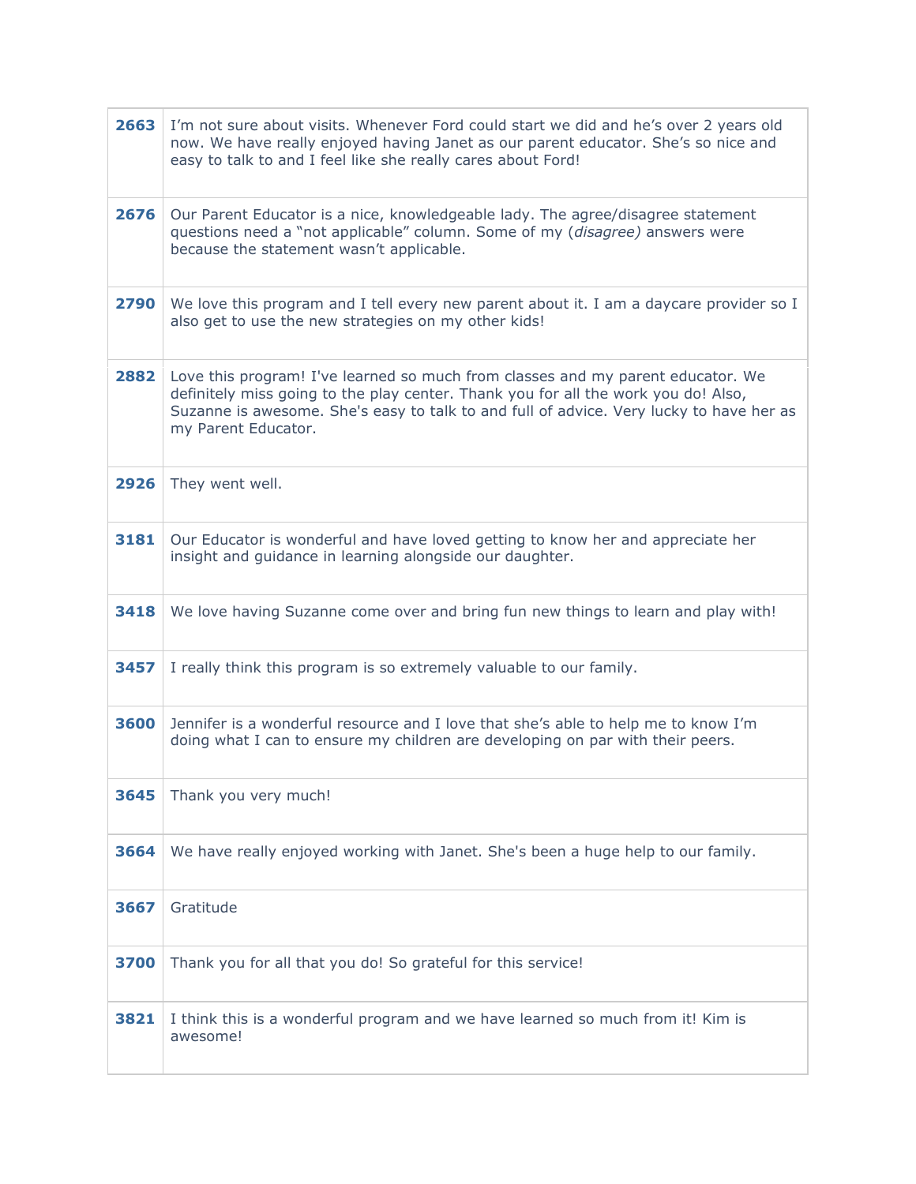| | |
|---|---|
| **2663** | I'm not sure about visits. Whenever Ford could start we did and he's over 2 years old now. We have really enjoyed having Janet as our parent educator. She's so nice and easy to talk to and I feel like she really cares about Ford! |
| **2676** | Our Parent Educator is a nice, knowledgeable lady. The agree/disagree statement questions need a "not applicable" column. Some of my (*disagree)* answers were because the statement wasn't applicable. |
| **2790** | We love this program and I tell every new parent about it. I am a daycare provider so I also get to use the new strategies on my other kids! |
| **2882** | Love this program! I've learned so much from classes and my parent educator. We definitely miss going to the play center. Thank you for all the work you do! Also, Suzanne is awesome. She's easy to talk to and full of advice. Very lucky to have her as my Parent Educator. |
| **2926** | They went well. |
| **3181** | Our Educator is wonderful and have loved getting to know her and appreciate her insight and guidance in learning alongside our daughter. |
| **3418** | We love having Suzanne come over and bring fun new things to learn and play with! |
| **3457** | I really think this program is so extremely valuable to our family. |
| **3600** | Jennifer is a wonderful resource and I love that she's able to help me to know I'm doing what I can to ensure my children are developing on par with their peers. |
| **3645** | Thank you very much! |
| **3664** | We have really enjoyed working with Janet. She's been a huge help to our family. |
| **3667** | Gratitude |
| **3700** | Thank you for all that you do! So grateful for this service! |
| **3821** | I think this is a wonderful program and we have learned so much from it! Kim is awesome! |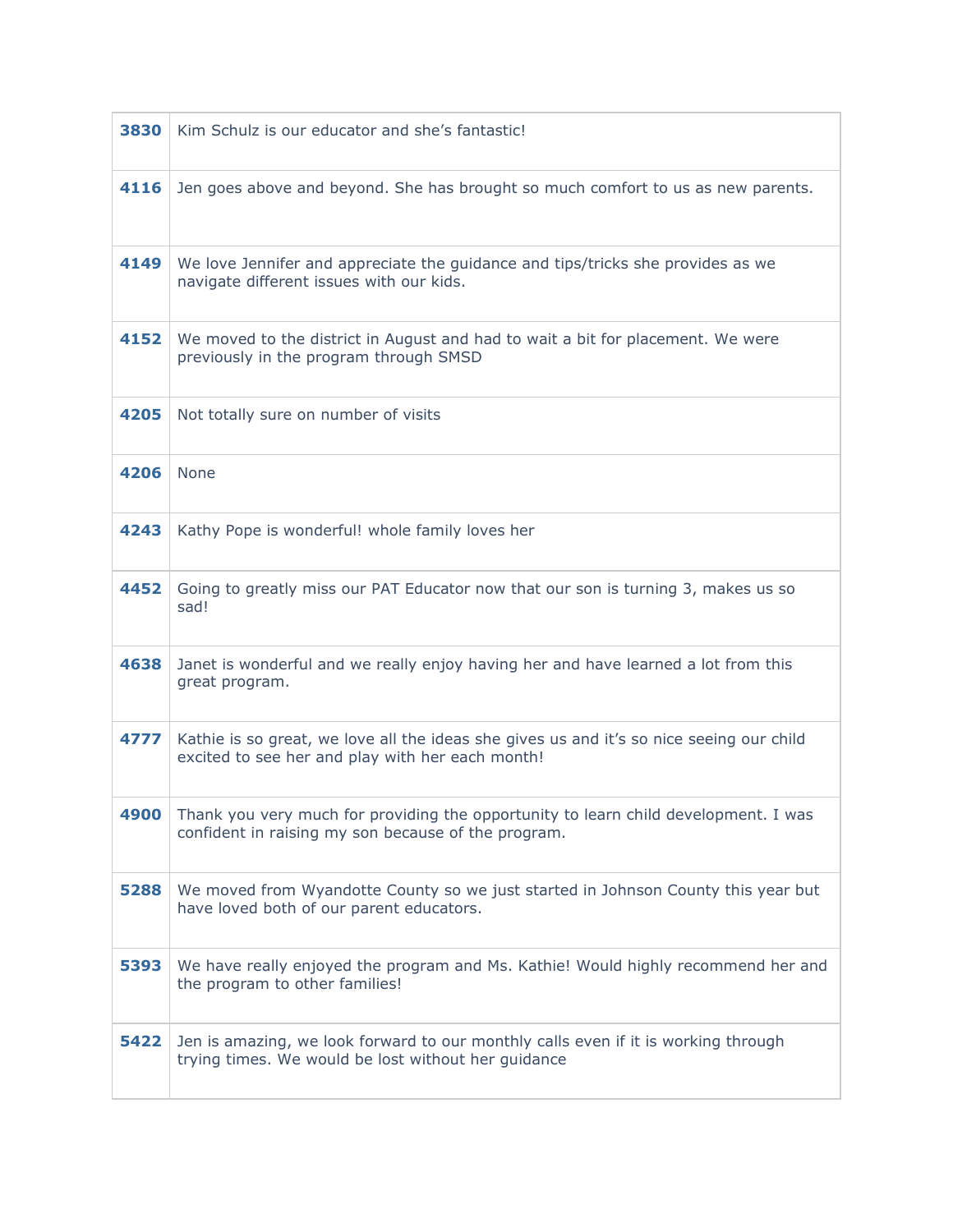| | |
|---|---|
| **3830** | Kim Schulz is our educator and she’s fantastic! |
| **4116** | Jen goes above and beyond. She has brought so much comfort to us as new parents. |
| **4149** | We love Jennifer and appreciate the guidance and tips/tricks she provides as we navigate different issues with our kids. |
| **4152** | We moved to the district in August and had to wait a bit for placement. We were previously in the program through SMSD |
| **4205** | Not totally sure on number of visits |
| **4206** | None |
| **4243** | Kathy Pope is wonderful! whole family loves her |
| **4452** | Going to greatly miss our PAT Educator now that our son is turning 3, makes us so sad! |
| **4638** | Janet is wonderful and we really enjoy having her and have learned a lot from this great program. |
| **4777** | Kathie is so great, we love all the ideas she gives us and it’s so nice seeing our child excited to see her and play with her each month! |
| **4900** | Thank you very much for providing the opportunity to learn child development. I was confident in raising my son because of the program. |
| **5288** | We moved from Wyandotte County so we just started in Johnson County this year but have loved both of our parent educators. |
| **5393** | We have really enjoyed the program and Ms. Kathie! Would highly recommend her and the program to other families! |
| **5422** | Jen is amazing, we look forward to our monthly calls even if it is working through trying times. We would be lost without her guidance |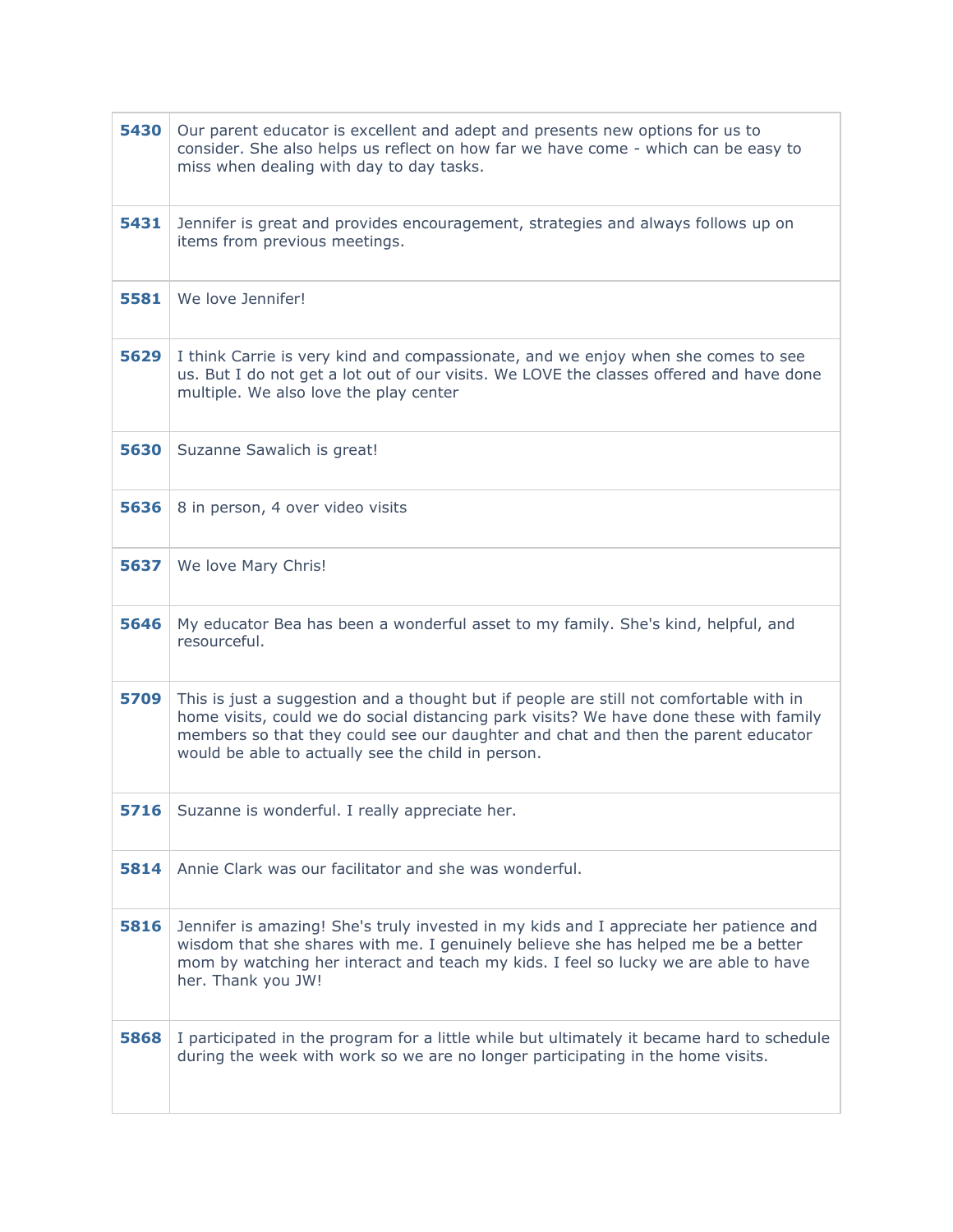| | |
|---|---|
| **5430** | Our parent educator is excellent and adept and presents new options for us to consider. She also helps us reflect on how far we have come - which can be easy to miss when dealing with day to day tasks. |
| **5431** | Jennifer is great and provides encouragement, strategies and always follows up on items from previous meetings. |
| **5581** | We love Jennifer! |
| **5629** | I think Carrie is very kind and compassionate, and we enjoy when she comes to see us. But I do not get a lot out of our visits. We LOVE the classes offered and have done multiple. We also love the play center |
| **5630** | Suzanne Sawalich is great! |
| **5636** | 8 in person, 4 over video visits |
| **5637** | We love Mary Chris! |
| **5646** | My educator Bea has been a wonderful asset to my family. She's kind, helpful, and resourceful. |
| **5709** | This is just a suggestion and a thought but if people are still not comfortable with in home visits, could we do social distancing park visits? We have done these with family members so that they could see our daughter and chat and then the parent educator would be able to actually see the child in person. |
| **5716** | Suzanne is wonderful. I really appreciate her. |
| **5814** | Annie Clark was our facilitator and she was wonderful. |
| **5816** | Jennifer is amazing! She's truly invested in my kids and I appreciate her patience and wisdom that she shares with me. I genuinely believe she has helped me be a better mom by watching her interact and teach my kids. I feel so lucky we are able to have her. Thank you JW! |
| **5868** | I participated in the program for a little while but ultimately it became hard to schedule during the week with work so we are no longer participating in the home visits. |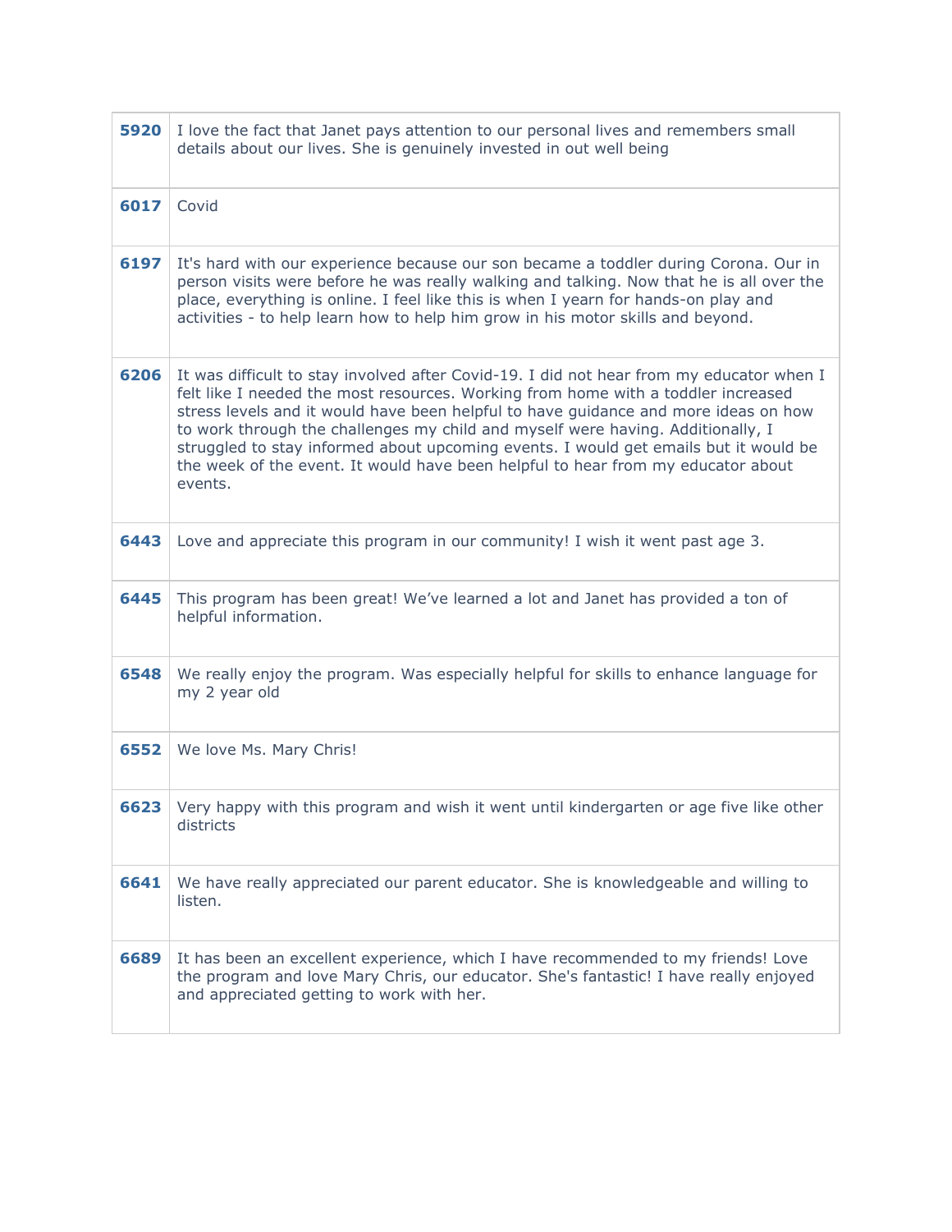| | |
|---|---|
| **5920** | I love the fact that Janet pays attention to our personal lives and remembers small details about our lives. She is genuinely invested in out well being |
| **6017** | Covid |
| **6197** | It's hard with our experience because our son became a toddler during Corona. Our in person visits were before he was really walking and talking. Now that he is all over the place, everything is online. I feel like this is when I yearn for hands-on play and activities - to help learn how to help him grow in his motor skills and beyond. |
| **6206** | It was difficult to stay involved after Covid-19. I did not hear from my educator when I felt like I needed the most resources. Working from home with a toddler increased stress levels and it would have been helpful to have guidance and more ideas on how to work through the challenges my child and myself were having. Additionally, I struggled to stay informed about upcoming events. I would get emails but it would be the week of the event. It would have been helpful to hear from my educator about events. |
| **6443** | Love and appreciate this program in our community! I wish it went past age 3. |
| **6445** | This program has been great! We've learned a lot and Janet has provided a ton of helpful information. |
| **6548** | We really enjoy the program. Was especially helpful for skills to enhance language for my 2 year old |
| **6552** | We love Ms. Mary Chris! |
| **6623** | Very happy with this program and wish it went until kindergarten or age five like other districts |
| **6641** | We have really appreciated our parent educator. She is knowledgeable and willing to listen. |
| **6689** | It has been an excellent experience, which I have recommended to my friends! Love the program and love Mary Chris, our educator. She's fantastic! I have really enjoyed and appreciated getting to work with her. |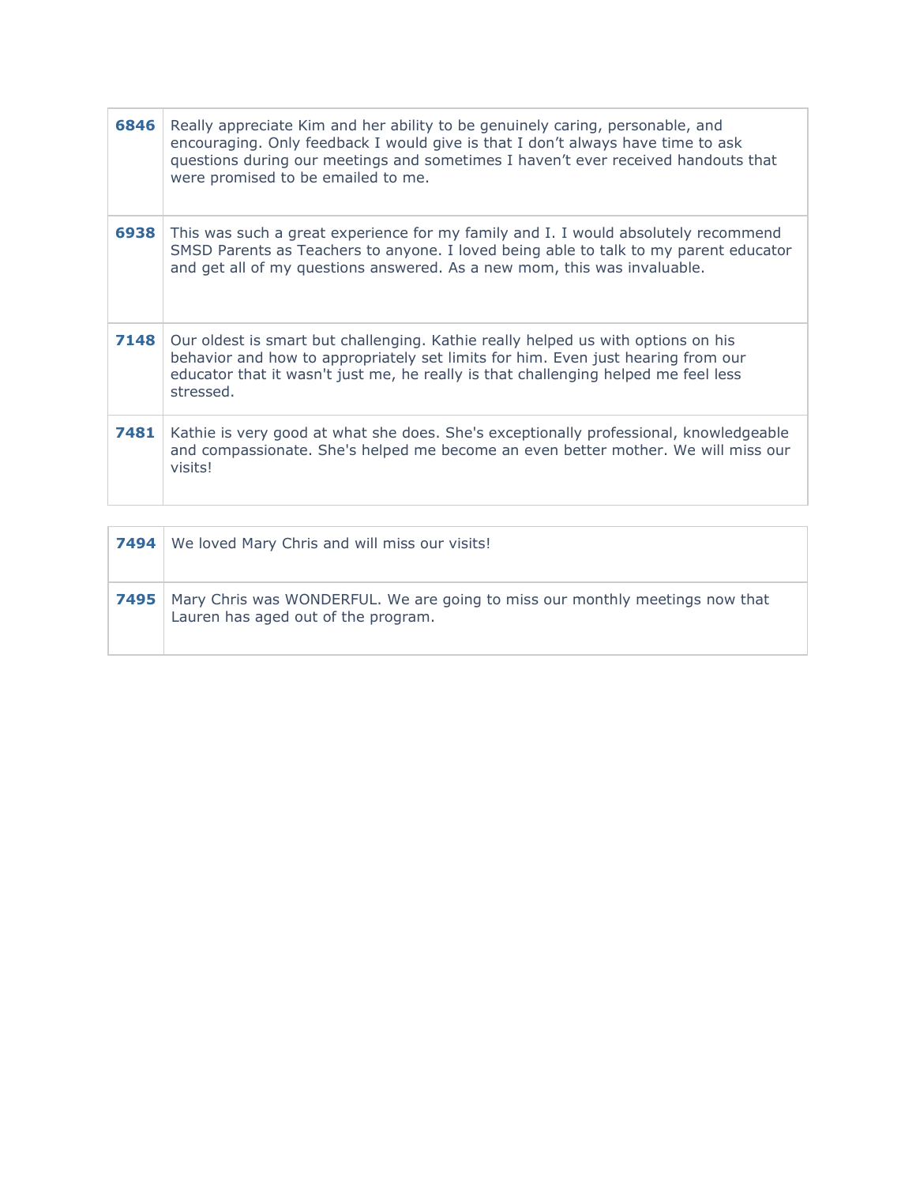| | |
|---|---|
| **6846** | Really appreciate Kim and her ability to be genuinely caring, personable, and encouraging. Only feedback I would give is that I don't always have time to ask questions during our meetings and sometimes I haven't ever received handouts that were promised to be emailed to me. |
| **6938** | This was such a great experience for my family and I. I would absolutely recommend SMSD Parents as Teachers to anyone. I loved being able to talk to my parent educator and get all of my questions answered. As a new mom, this was invaluable. |
| **7148** | Our oldest is smart but challenging. Kathie really helped us with options on his behavior and how to appropriately set limits for him. Even just hearing from our educator that it wasn't just me, he really is that challenging helped me feel less stressed. |
| **7481** | Kathie is very good at what she does. She's exceptionally professional, knowledgeable and compassionate. She's helped me become an even better mother. We will miss our visits! |
| **7494** | We loved Mary Chris and will miss our visits! |
| **7495** | Mary Chris was WONDERFUL. We are going to miss our monthly meetings now that Lauren has aged out of the program. |